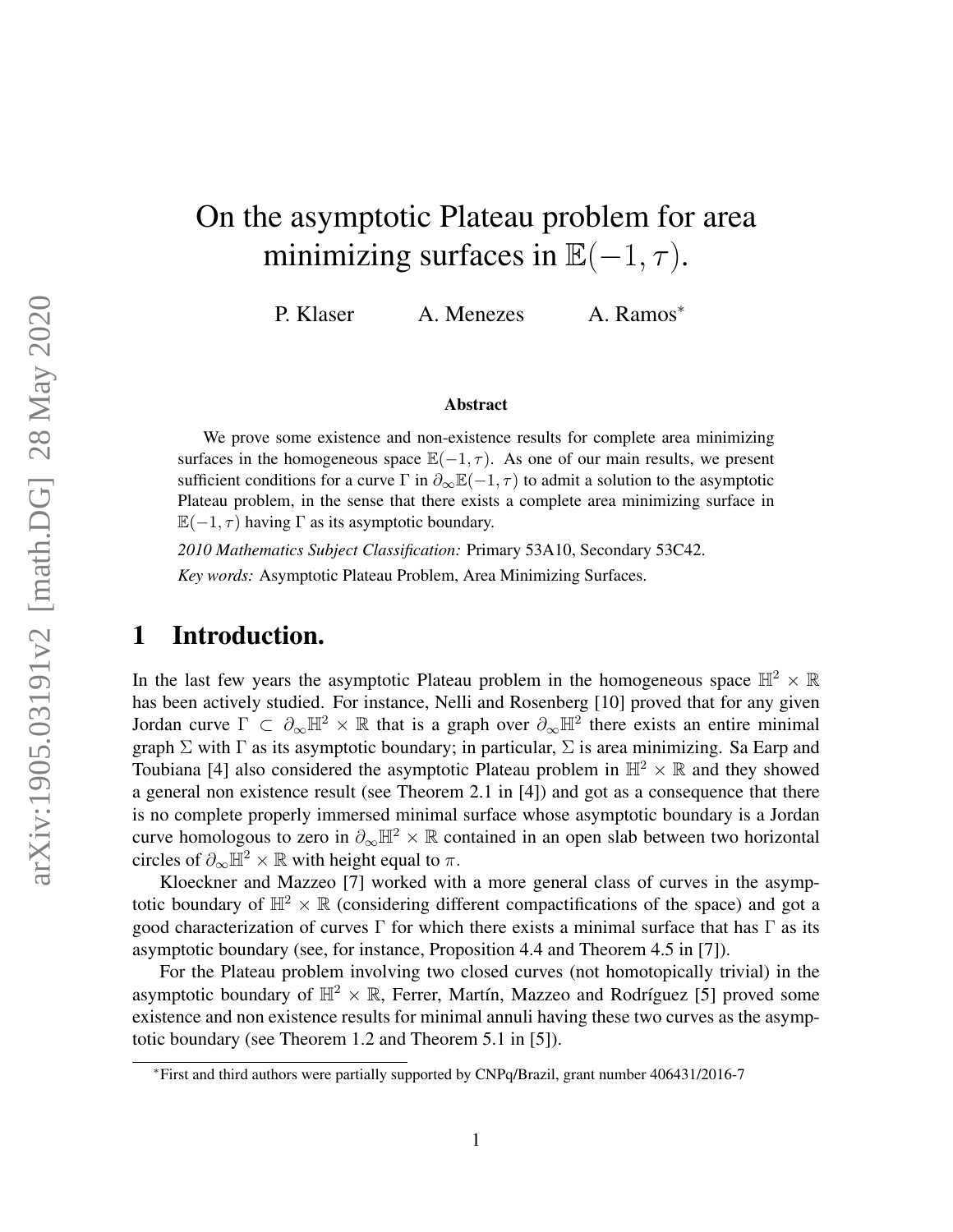# On the asymptotic Plateau problem for area minimizing surfaces in $\mathbb{E}(-1, \tau)$.

P. Klaser  A. Menezes  A. Ramos*

### Abstract

We prove some existence and non-existence results for complete area minimizing surfaces in the homogeneous space $\mathbb{E}(-1, \tau)$. As one of our main results, we present sufficient conditions for a curve $\Gamma$ in $\partial_\infty \mathbb{E}(-1, \tau)$ to admit a solution to the asymptotic Plateau problem, in the sense that there exists a complete area minimizing surface in $\mathbb{E}(-1, \tau)$ having $\Gamma$ as its asymptotic boundary.

*2010 Mathematics Subject Classification:* Primary 53A10, Secondary 53C42.

*Key words:* Asymptotic Plateau Problem, Area Minimizing Surfaces.

## 1 Introduction.

In the last few years the asymptotic Plateau problem in the homogeneous space $\mathbb{H}^2 \times \mathbb{R}$ has been actively studied. For instance, Nelli and Rosenberg [10] proved that for any given Jordan curve $\Gamma \subset \partial_\infty \mathbb{H}^2 \times \mathbb{R}$ that is a graph over $\partial_\infty \mathbb{H}^2$ there exists an entire minimal graph $\Sigma$ with $\Gamma$ as its asymptotic boundary; in particular, $\Sigma$ is area minimizing. Sa Earp and Toubiana [4] also considered the asymptotic Plateau problem in $\mathbb{H}^2 \times \mathbb{R}$ and they showed a general non existence result (see Theorem 2.1 in [4]) and got as a consequence that there is no complete properly immersed minimal surface whose asymptotic boundary is a Jordan curve homologous to zero in $\partial_\infty \mathbb{H}^2 \times \mathbb{R}$ contained in an open slab between two horizontal circles of $\partial_\infty \mathbb{H}^2 \times \mathbb{R}$ with height equal to $\pi$.

Kloeckner and Mazzeo [7] worked with a more general class of curves in the asymptotic boundary of $\mathbb{H}^2 \times \mathbb{R}$ (considering different compactifications of the space) and got a good characterization of curves $\Gamma$ for which there exists a minimal surface that has $\Gamma$ as its asymptotic boundary (see, for instance, Proposition 4.4 and Theorem 4.5 in [7]).

For the Plateau problem involving two closed curves (not homotopically trivial) in the asymptotic boundary of $\mathbb{H}^2 \times \mathbb{R}$, Ferrer, Martín, Mazzeo and Rodríguez [5] proved some existence and non existence results for minimal annuli having these two curves as the asymptotic boundary (see Theorem 1.2 and Theorem 5.1 in [5]).

*First and third authors were partially supported by CNPq/Brazil, grant number 406431/2016-7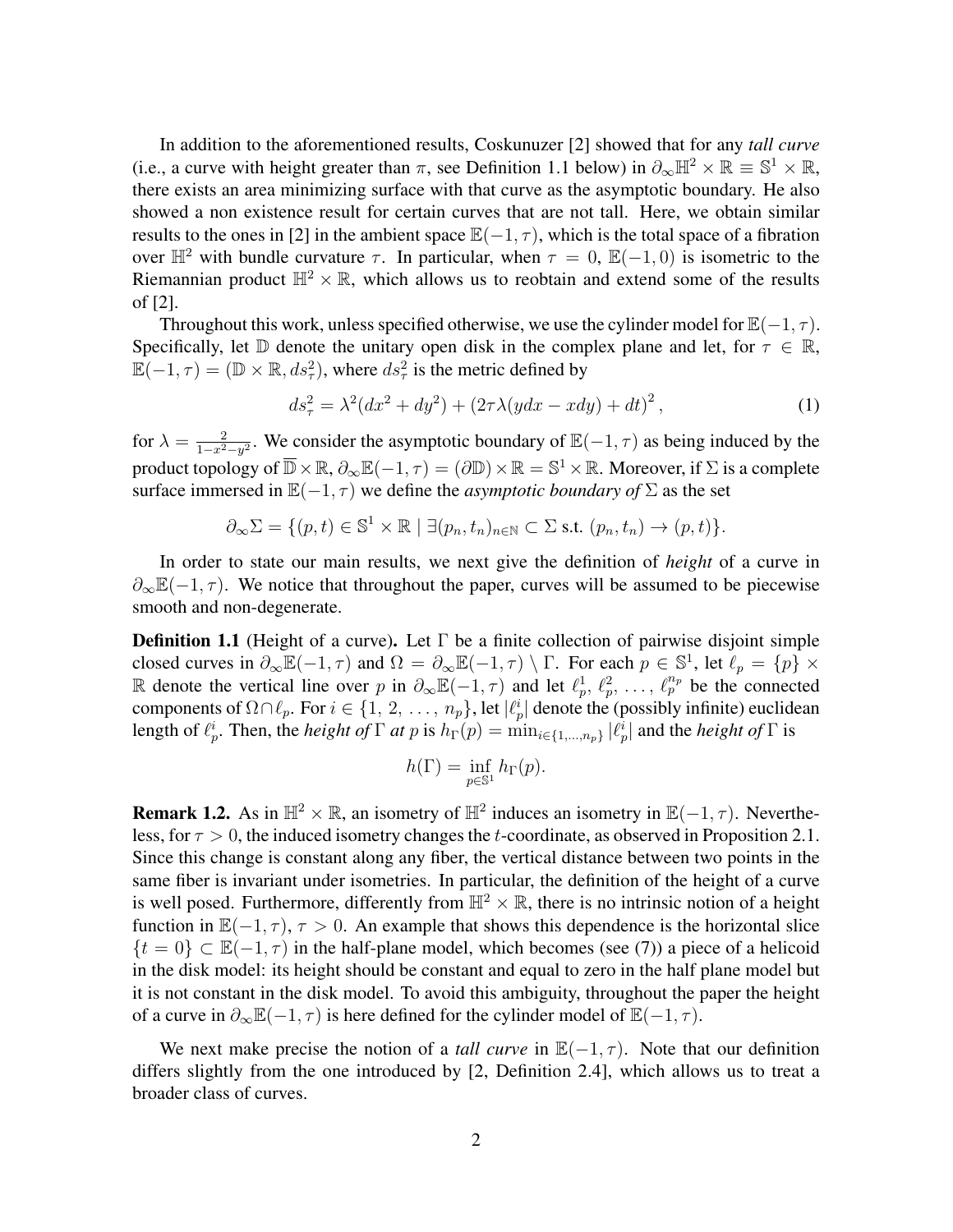In addition to the aforementioned results, Coskunuzer [2] showed that for any *tall curve* (i.e., a curve with height greater than $\pi$, see Definition 1.1 below) in $\partial_\infty \mathbb{H}^2 \times \mathbb{R} \equiv \mathbb{S}^1 \times \mathbb{R}$, there exists an area minimizing surface with that curve as the asymptotic boundary. He also showed a non existence result for certain curves that are not tall. Here, we obtain similar results to the ones in [2] in the ambient space $\mathbb{E}(-1,\tau)$, which is the total space of a fibration over $\mathbb{H}^2$ with bundle curvature $\tau$. In particular, when $\tau = 0$, $\mathbb{E}(-1,0)$ is isometric to the Riemannian product $\mathbb{H}^2 \times \mathbb{R}$, which allows us to reobtain and extend some of the results of [2].

Throughout this work, unless specified otherwise, we use the cylinder model for $\mathbb{E}(-1,\tau)$. Specifically, let $\mathbb{D}$ denote the unitary open disk in the complex plane and let, for $\tau \in \mathbb{R}$, $\mathbb{E}(-1,\tau) = (\mathbb{D} \times \mathbb{R}, ds_\tau^2)$, where $ds_\tau^2$ is the metric defined by

$$ds_\tau^2 = \lambda^2(dx^2 + dy^2) + \left(2\tau\lambda(ydx - xdy) + dt\right)^2, \tag{1}$$

for $\lambda = \frac{2}{1-x^2-y^2}$. We consider the asymptotic boundary of $\mathbb{E}(-1,\tau)$ as being induced by the product topology of $\overline{\mathbb{D}} \times \mathbb{R}$, $\partial_\infty \mathbb{E}(-1,\tau) = (\partial \mathbb{D}) \times \mathbb{R} = \mathbb{S}^1 \times \mathbb{R}$. Moreover, if $\Sigma$ is a complete surface immersed in $\mathbb{E}(-1,\tau)$ we define the *asymptotic boundary of* $\Sigma$ as the set

$$\partial_\infty \Sigma = \{(p,t) \in \mathbb{S}^1 \times \mathbb{R} \mid \exists (p_n, t_n)_{n\in\mathbb{N}} \subset \Sigma \text{ s.t. } (p_n,t_n) \to (p,t)\}.$$

In order to state our main results, we next give the definition of *height* of a curve in $\partial_\infty \mathbb{E}(-1,\tau)$. We notice that throughout the paper, curves will be assumed to be piecewise smooth and non-degenerate.

**Definition 1.1** (Height of a curve)**.** Let $\Gamma$ be a finite collection of pairwise disjoint simple closed curves in $\partial_\infty \mathbb{E}(-1,\tau)$ and $\Omega = \partial_\infty \mathbb{E}(-1,\tau) \setminus \Gamma$. For each $p \in \mathbb{S}^1$, let $\ell_p = \{p\} \times \mathbb{R}$ denote the vertical line over $p$ in $\partial_\infty \mathbb{E}(-1,\tau)$ and let $\ell_p^1, \ell_p^2, \ldots, \ell_p^{n_p}$ be the connected components of $\Omega \cap \ell_p$. For $i \in \{1, 2, \ldots, n_p\}$, let $|\ell_p^i|$ denote the (possibly infinite) euclidean length of $\ell_p^i$. Then, the *height of* $\Gamma$ *at* $p$ is $h_\Gamma(p) = \min_{i\in\{1,\ldots,n_p\}} |\ell_p^i|$ and the *height of* $\Gamma$ is

$$h(\Gamma) = \inf_{p\in\mathbb{S}^1} h_\Gamma(p).$$

**Remark 1.2.** As in $\mathbb{H}^2 \times \mathbb{R}$, an isometry of $\mathbb{H}^2$ induces an isometry in $\mathbb{E}(-1,\tau)$. Nevertheless, for $\tau > 0$, the induced isometry changes the $t$-coordinate, as observed in Proposition 2.1. Since this change is constant along any fiber, the vertical distance between two points in the same fiber is invariant under isometries. In particular, the definition of the height of a curve is well posed. Furthermore, differently from $\mathbb{H}^2 \times \mathbb{R}$, there is no intrinsic notion of a height function in $\mathbb{E}(-1,\tau)$, $\tau > 0$. An example that shows this dependence is the horizontal slice $\{t = 0\} \subset \mathbb{E}(-1,\tau)$ in the half-plane model, which becomes (see (7)) a piece of a helicoid in the disk model: its height should be constant and equal to zero in the half plane model but it is not constant in the disk model. To avoid this ambiguity, throughout the paper the height of a curve in $\partial_\infty \mathbb{E}(-1,\tau)$ is here defined for the cylinder model of $\mathbb{E}(-1,\tau)$.

We next make precise the notion of a *tall curve* in $\mathbb{E}(-1,\tau)$. Note that our definition differs slightly from the one introduced by [2, Definition 2.4], which allows us to treat a broader class of curves.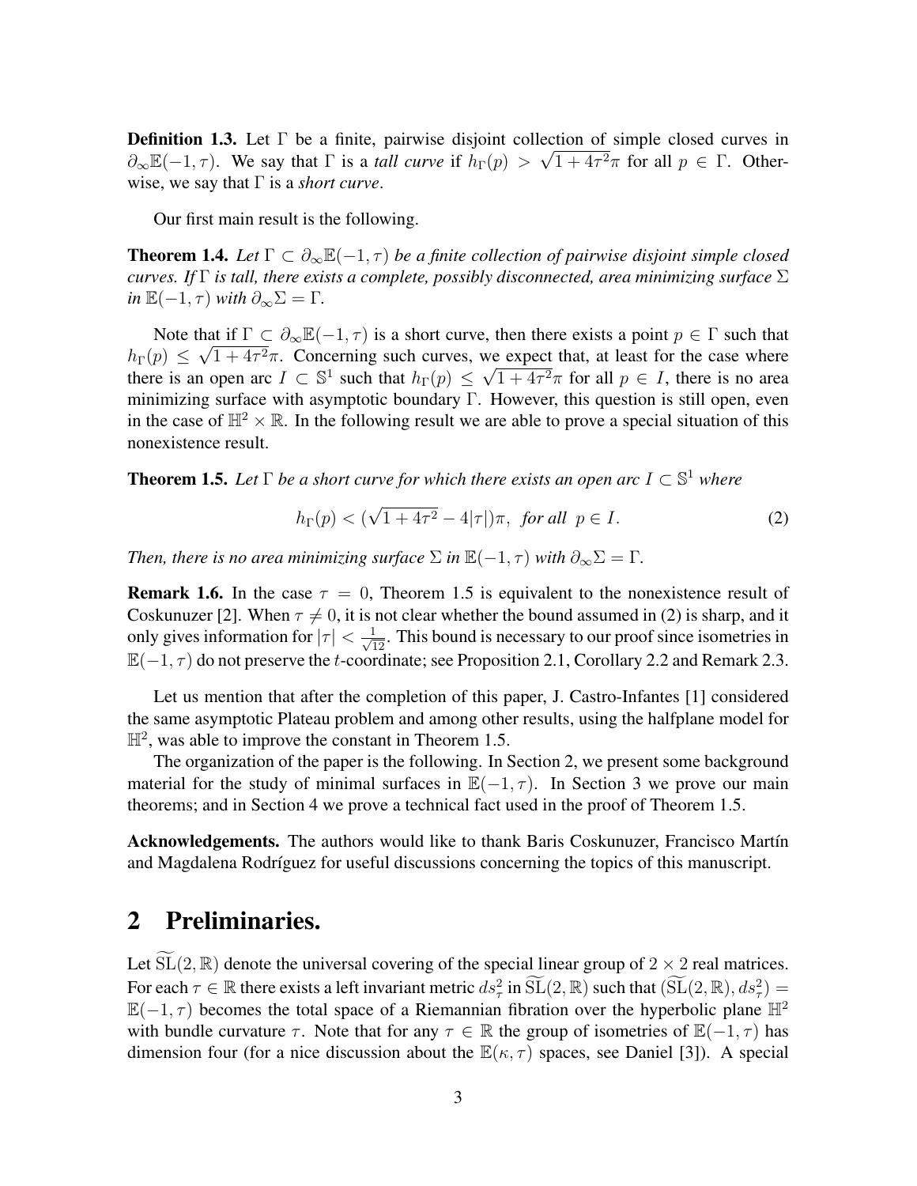**Definition 1.3.** Let $\Gamma$ be a finite, pairwise disjoint collection of simple closed curves in $\partial_\infty \mathbb{E}(-1,\tau)$. We say that $\Gamma$ is a *tall curve* if $h_\Gamma(p) > \sqrt{1+4\tau^2}\pi$ for all $p \in \Gamma$. Otherwise, we say that $\Gamma$ is a *short curve*.

Our first main result is the following.

**Theorem 1.4.** *Let $\Gamma \subset \partial_\infty \mathbb{E}(-1,\tau)$ be a finite collection of pairwise disjoint simple closed curves. If $\Gamma$ is tall, there exists a complete, possibly disconnected, area minimizing surface $\Sigma$ in $\mathbb{E}(-1,\tau)$ with $\partial_\infty \Sigma = \Gamma$.*

Note that if $\Gamma \subset \partial_\infty \mathbb{E}(-1,\tau)$ is a short curve, then there exists a point $p \in \Gamma$ such that $h_\Gamma(p) \leq \sqrt{1+4\tau^2}\pi$. Concerning such curves, we expect that, at least for the case where there is an open arc $I \subset \mathbb{S}^1$ such that $h_\Gamma(p) \leq \sqrt{1+4\tau^2}\pi$ for all $p \in I$, there is no area minimizing surface with asymptotic boundary $\Gamma$. However, this question is still open, even in the case of $\mathbb{H}^2 \times \mathbb{R}$. In the following result we are able to prove a special situation of this nonexistence result.

**Theorem 1.5.** *Let $\Gamma$ be a short curve for which there exists an open arc $I \subset \mathbb{S}^1$ where*

$$h_\Gamma(p) < (\sqrt{1+4\tau^2} - 4|\tau|)\pi, \quad \text{for all } p \in I. \tag{2}$$

*Then, there is no area minimizing surface $\Sigma$ in $\mathbb{E}(-1,\tau)$ with $\partial_\infty \Sigma = \Gamma$.*

**Remark 1.6.** In the case $\tau = 0$, Theorem 1.5 is equivalent to the nonexistence result of Coskunuzer [2]. When $\tau \neq 0$, it is not clear whether the bound assumed in (2) is sharp, and it only gives information for $|\tau| < \frac{1}{\sqrt{12}}$. This bound is necessary to our proof since isometries in $\mathbb{E}(-1,\tau)$ do not preserve the $t$-coordinate; see Proposition 2.1, Corollary 2.2 and Remark 2.3.

Let us mention that after the completion of this paper, J. Castro-Infantes [1] considered the same asymptotic Plateau problem and among other results, using the halfplane model for $\mathbb{H}^2$, was able to improve the constant in Theorem 1.5.

The organization of the paper is the following. In Section 2, we present some background material for the study of minimal surfaces in $\mathbb{E}(-1,\tau)$. In Section 3 we prove our main theorems; and in Section 4 we prove a technical fact used in the proof of Theorem 1.5.

**Acknowledgements.** The authors would like to thank Baris Coskunuzer, Francisco Martín and Magdalena Rodríguez for useful discussions concerning the topics of this manuscript.

## 2 Preliminaries.

Let $\widetilde{\mathrm{SL}}(2,\mathbb{R})$ denote the universal covering of the special linear group of $2 \times 2$ real matrices. For each $\tau \in \mathbb{R}$ there exists a left invariant metric $ds_\tau^2$ in $\widetilde{\mathrm{SL}}(2,\mathbb{R})$ such that $(\widetilde{\mathrm{SL}}(2,\mathbb{R}), ds_\tau^2) = \mathbb{E}(-1,\tau)$ becomes the total space of a Riemannian fibration over the hyperbolic plane $\mathbb{H}^2$ with bundle curvature $\tau$. Note that for any $\tau \in \mathbb{R}$ the group of isometries of $\mathbb{E}(-1,\tau)$ has dimension four (for a nice discussion about the $\mathbb{E}(\kappa,\tau)$ spaces, see Daniel [3]). A special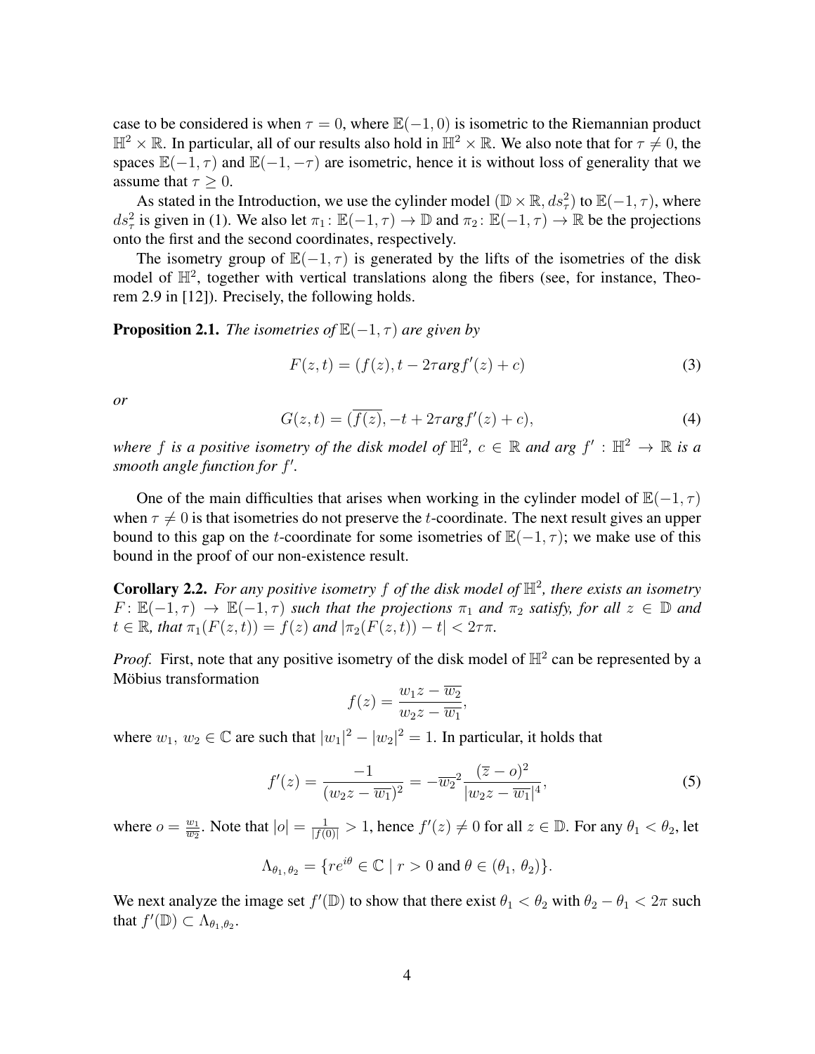case to be considered is when $\tau = 0$, where $\mathbb{E}(-1, 0)$ is isometric to the Riemannian product $\mathbb{H}^2 \times \mathbb{R}$. In particular, all of our results also hold in $\mathbb{H}^2 \times \mathbb{R}$. We also note that for $\tau \neq 0$, the spaces $\mathbb{E}(-1, \tau)$ and $\mathbb{E}(-1, -\tau)$ are isometric, hence it is without loss of generality that we assume that $\tau \geq 0$.

As stated in the Introduction, we use the cylinder model $(\mathbb{D} \times \mathbb{R}, ds^2_\tau)$ to $\mathbb{E}(-1, \tau)$, where $ds^2_\tau$ is given in (1). We also let $\pi_1 \colon \mathbb{E}(-1, \tau) \to \mathbb{D}$ and $\pi_2 \colon \mathbb{E}(-1, \tau) \to \mathbb{R}$ be the projections onto the first and the second coordinates, respectively.

The isometry group of $\mathbb{E}(-1, \tau)$ is generated by the lifts of the isometries of the disk model of $\mathbb{H}^2$, together with vertical translations along the fibers (see, for instance, Theorem 2.9 in [12]). Precisely, the following holds.

**Proposition 2.1.** *The isometries of $\mathbb{E}(-1, \tau)$ are given by*

$$F(z, t) = (f(z), t - 2\tau \arg f'(z) + c) \tag{3}$$

*or*

$$G(z, t) = (\overline{f(z)}, -t + 2\tau \arg f'(z) + c), \tag{4}$$

*where $f$ is a positive isometry of the disk model of $\mathbb{H}^2$, $c \in \mathbb{R}$ and $\arg f' : \mathbb{H}^2 \to \mathbb{R}$ is a smooth angle function for $f'$.*

One of the main difficulties that arises when working in the cylinder model of $\mathbb{E}(-1, \tau)$ when $\tau \neq 0$ is that isometries do not preserve the $t$-coordinate. The next result gives an upper bound to this gap on the $t$-coordinate for some isometries of $\mathbb{E}(-1, \tau)$; we make use of this bound in the proof of our non-existence result.

**Corollary 2.2.** *For any positive isometry $f$ of the disk model of $\mathbb{H}^2$, there exists an isometry $F \colon \mathbb{E}(-1, \tau) \to \mathbb{E}(-1, \tau)$ such that the projections $\pi_1$ and $\pi_2$ satisfy, for all $z \in \mathbb{D}$ and $t \in \mathbb{R}$, that $\pi_1(F(z, t)) = f(z)$ and $|\pi_2(F(z, t)) - t| < 2\tau\pi$.*

*Proof.* First, note that any positive isometry of the disk model of $\mathbb{H}^2$ can be represented by a Möbius transformation

$$f(z) = \frac{w_1 z - \overline{w_2}}{w_2 z - \overline{w_1}},$$

where $w_1, w_2 \in \mathbb{C}$ are such that $|w_1|^2 - |w_2|^2 = 1$. In particular, it holds that

$$f'(z) = \frac{-1}{(w_2 z - \overline{w_1})^2} = -\overline{w_2}^2 \frac{(\overline{z} - o)^2}{|w_2 z - \overline{w_1}|^4}, \tag{5}$$

where $o = \frac{w_1}{w_2}$. Note that $|o| = \frac{1}{|f(0)|} > 1$, hence $f'(z) \neq 0$ for all $z \in \mathbb{D}$. For any $\theta_1 < \theta_2$, let

$$\Lambda_{\theta_1, \theta_2} = \{re^{i\theta} \in \mathbb{C} \mid r > 0 \text{ and } \theta \in (\theta_1, \theta_2)\}.$$

We next analyze the image set $f'(\mathbb{D})$ to show that there exist $\theta_1 < \theta_2$ with $\theta_2 - \theta_1 < 2\pi$ such that $f'(\mathbb{D}) \subset \Lambda_{\theta_1, \theta_2}$.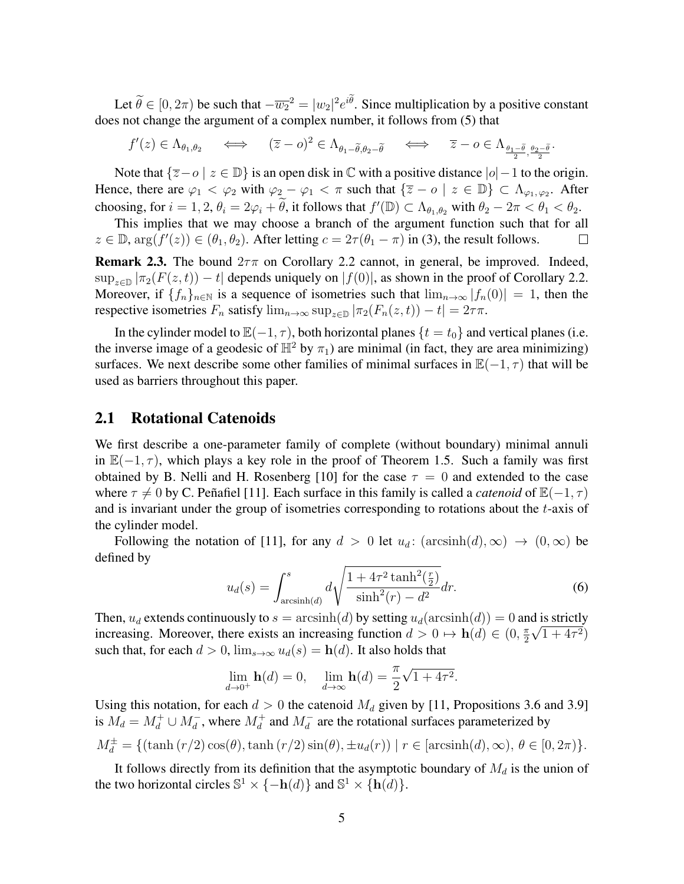Let $\widetilde{\theta} \in [0, 2\pi)$ be such that $-\overline{w_2}^2 = |w_2|^2 e^{i\widetilde{\theta}}$. Since multiplication by a positive constant does not change the argument of a complex number, it follows from (5) that

$$f'(z) \in \Lambda_{\theta_1,\theta_2} \iff (\overline{z} - o)^2 \in \Lambda_{\theta_1 - \widetilde{\theta}, \theta_2 - \widetilde{\theta}} \iff \overline{z} - o \in \Lambda_{\frac{\theta_1 - \widetilde{\theta}}{2}, \frac{\theta_2 - \widetilde{\theta}}{2}}.$$

Note that $\{\overline{z} - o \mid z \in \mathbb{D}\}$ is an open disk in $\mathbb{C}$ with a positive distance $|o| - 1$ to the origin. Hence, there are $\varphi_1 < \varphi_2$ with $\varphi_2 - \varphi_1 < \pi$ such that $\{\overline{z} - o \mid z \in \mathbb{D}\} \subset \Lambda_{\varphi_1, \varphi_2}$. After choosing, for $i = 1, 2$, $\theta_i = 2\varphi_i + \widetilde{\theta}$, it follows that $f'(\mathbb{D}) \subset \Lambda_{\theta_1, \theta_2}$ with $\theta_2 - 2\pi < \theta_1 < \theta_2$.

This implies that we may choose a branch of the argument function such that for all $z \in \mathbb{D}$, $\arg(f'(z)) \in (\theta_1, \theta_2)$. After letting $c = 2\tau(\theta_1 - \pi)$ in (3), the result follows. $\square$

**Remark 2.3.** The bound $2\tau\pi$ on Corollary 2.2 cannot, in general, be improved. Indeed, $\sup_{z\in\mathbb{D}} |\pi_2(F(z,t)) - t|$ depends uniquely on $|f(0)|$, as shown in the proof of Corollary 2.2. Moreover, if $\{f_n\}_{n\in\mathbb{N}}$ is a sequence of isometries such that $\lim_{n\to\infty} |f_n(0)| = 1$, then the respective isometries $F_n$ satisfy $\lim_{n\to\infty} \sup_{z\in\mathbb{D}} |\pi_2(F_n(z,t)) - t| = 2\tau\pi$.

In the cylinder model to $\mathbb{E}(-1,\tau)$, both horizontal planes $\{t = t_0\}$ and vertical planes (i.e. the inverse image of a geodesic of $\mathbb{H}^2$ by $\pi_1$) are minimal (in fact, they are area minimizing) surfaces. We next describe some other families of minimal surfaces in $\mathbb{E}(-1,\tau)$ that will be used as barriers throughout this paper.

## 2.1 Rotational Catenoids

We first describe a one-parameter family of complete (without boundary) minimal annuli in $\mathbb{E}(-1,\tau)$, which plays a key role in the proof of Theorem 1.5. Such a family was first obtained by B. Nelli and H. Rosenberg [10] for the case $\tau = 0$ and extended to the case where $\tau \neq 0$ by C. Peñafiel [11]. Each surface in this family is called a *catenoid* of $\mathbb{E}(-1,\tau)$ and is invariant under the group of isometries corresponding to rotations about the $t$-axis of the cylinder model.

Following the notation of [11], for any $d > 0$ let $u_d \colon (\operatorname{arcsinh}(d), \infty) \to (0, \infty)$ be defined by

$$u_d(s) = \int_{\operatorname{arcsinh}(d)}^{s} d\sqrt{\frac{1 + 4\tau^2 \tanh^2(\frac{r}{2})}{\sinh^2(r) - d^2}}\,dr. \tag{6}$$

Then, $u_d$ extends continuously to $s = \operatorname{arcsinh}(d)$ by setting $u_d(\operatorname{arcsinh}(d)) = 0$ and is strictly increasing. Moreover, there exists an increasing function $d > 0 \mapsto \mathbf{h}(d) \in (0, \frac{\pi}{2}\sqrt{1 + 4\tau^2})$ such that, for each $d > 0$, $\lim_{s\to\infty} u_d(s) = \mathbf{h}(d)$. It also holds that

$$\lim_{d\to 0^+} \mathbf{h}(d) = 0, \quad \lim_{d\to\infty} \mathbf{h}(d) = \frac{\pi}{2}\sqrt{1 + 4\tau^2}.$$

Using this notation, for each $d > 0$ the catenoid $M_d$ given by [11, Propositions 3.6 and 3.9] is $M_d = M_d^+ \cup M_d^-$, where $M_d^+$ and $M_d^-$ are the rotational surfaces parameterized by

$$M_d^{\pm} = \{(\tanh(r/2)\cos(\theta), \tanh(r/2)\sin(\theta), \pm u_d(r)) \mid r \in [\operatorname{arcsinh}(d), \infty),\ \theta \in [0, 2\pi)\}.$$

It follows directly from its definition that the asymptotic boundary of $M_d$ is the union of the two horizontal circles $\mathbb{S}^1 \times \{-\mathbf{h}(d)\}$ and $\mathbb{S}^1 \times \{\mathbf{h}(d)\}$.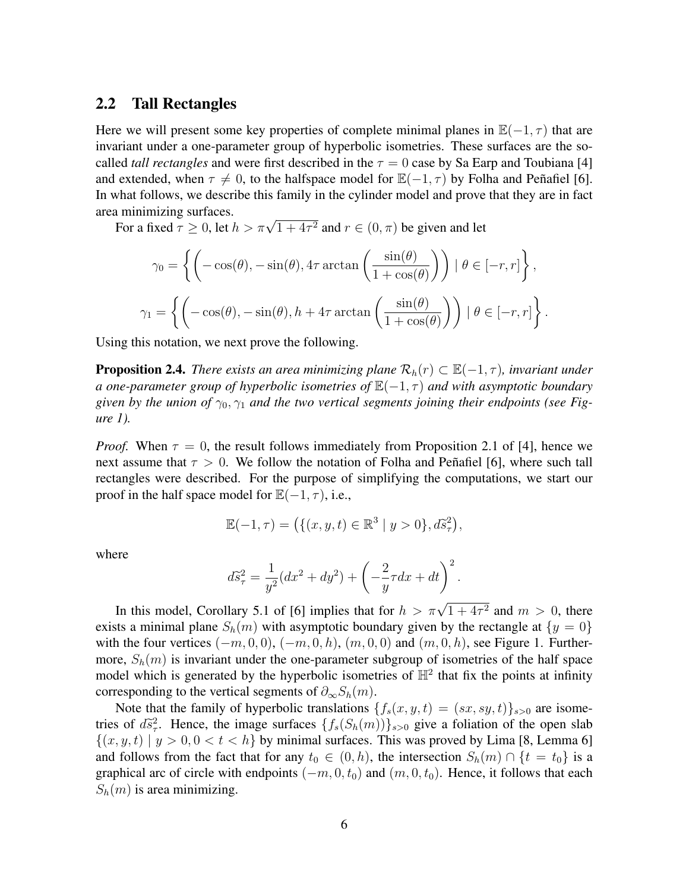## 2.2 Tall Rectangles

Here we will present some key properties of complete minimal planes in $\mathbb{E}(-1,\tau)$ that are invariant under a one-parameter group of hyperbolic isometries. These surfaces are the so-called *tall rectangles* and were first described in the $\tau = 0$ case by Sa Earp and Toubiana [4] and extended, when $\tau \neq 0$, to the halfspace model for $\mathbb{E}(-1,\tau)$ by Folha and Peñafiel [6]. In what follows, we describe this family in the cylinder model and prove that they are in fact area minimizing surfaces.

For a fixed $\tau \geq 0$, let $h > \pi\sqrt{1+4\tau^2}$ and $r \in (0,\pi)$ be given and let

$$\gamma_0 = \left\{ \left( -\cos(\theta), -\sin(\theta), 4\tau \arctan\left(\frac{\sin(\theta)}{1+\cos(\theta)}\right)\right) \mid \theta \in [-r,r] \right\},$$

$$\gamma_1 = \left\{ \left( -\cos(\theta), -\sin(\theta), h + 4\tau \arctan\left(\frac{\sin(\theta)}{1+\cos(\theta)}\right)\right) \mid \theta \in [-r,r] \right\}.$$

Using this notation, we next prove the following.

**Proposition 2.4.** *There exists an area minimizing plane $\mathcal{R}_h(r) \subset \mathbb{E}(-1,\tau)$, invariant under a one-parameter group of hyperbolic isometries of $\mathbb{E}(-1,\tau)$ and with asymptotic boundary given by the union of $\gamma_0, \gamma_1$ and the two vertical segments joining their endpoints (see Figure 1).*

*Proof.* When $\tau = 0$, the result follows immediately from Proposition 2.1 of [4], hence we next assume that $\tau > 0$. We follow the notation of Folha and Peñafiel [6], where such tall rectangles were described. For the purpose of simplifying the computations, we start our proof in the half space model for $\mathbb{E}(-1,\tau)$, i.e.,

$$\mathbb{E}(-1,\tau) = \left(\{(x,y,t) \in \mathbb{R}^3 \mid y > 0\}, d\tilde{s}^2_\tau\right),$$

where

$$d\tilde{s}^2_\tau = \frac{1}{y^2}(dx^2 + dy^2) + \left(-\frac{2}{y}\tau dx + dt\right)^2.$$

In this model, Corollary 5.1 of [6] implies that for $h > \pi\sqrt{1+4\tau^2}$ and $m > 0$, there exists a minimal plane $S_h(m)$ with asymptotic boundary given by the rectangle at $\{y = 0\}$ with the four vertices $(-m,0,0)$, $(-m,0,h)$, $(m,0,0)$ and $(m,0,h)$, see Figure 1. Furthermore, $S_h(m)$ is invariant under the one-parameter subgroup of isometries of the half space model which is generated by the hyperbolic isometries of $\mathbb{H}^2$ that fix the points at infinity corresponding to the vertical segments of $\partial_\infty S_h(m)$.

Note that the family of hyperbolic translations $\{f_s(x,y,t) = (sx, sy, t)\}_{s>0}$ are isometries of $d\tilde{s}^2_\tau$. Hence, the image surfaces $\{f_s(S_h(m))\}_{s>0}$ give a foliation of the open slab $\{(x,y,t) \mid y > 0, 0 < t < h\}$ by minimal surfaces. This was proved by Lima [8, Lemma 6] and follows from the fact that for any $t_0 \in (0,h)$, the intersection $S_h(m) \cap \{t = t_0\}$ is a graphical arc of circle with endpoints $(-m,0,t_0)$ and $(m,0,t_0)$. Hence, it follows that each $S_h(m)$ is area minimizing.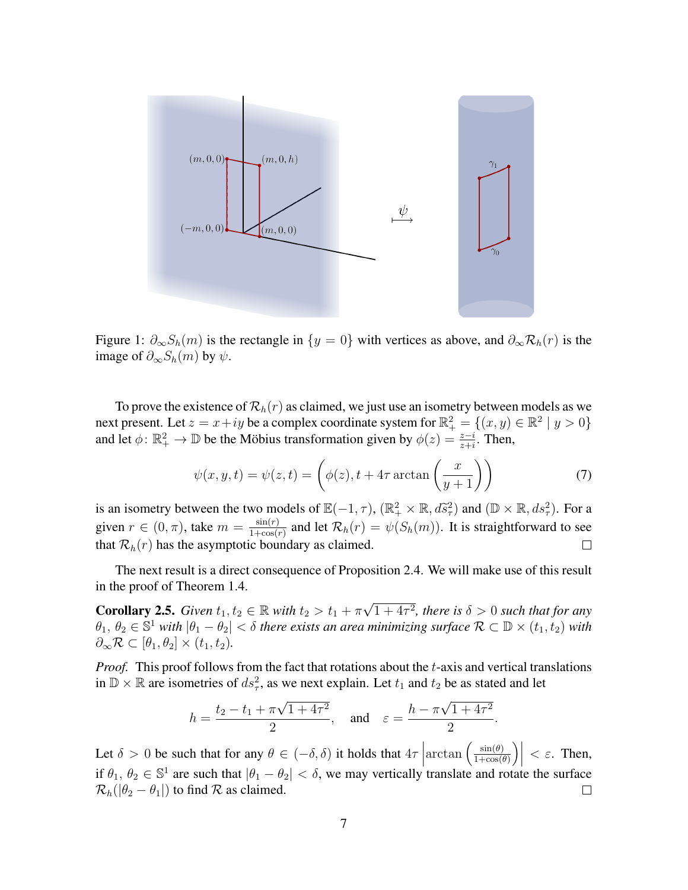Figure 1: $\partial_\infty S_h(m)$ is the rectangle in $\{y = 0\}$ with vertices as above, and $\partial_\infty \mathcal{R}_h(r)$ is the image of $\partial_\infty S_h(m)$ by $\psi$.

To prove the existence of $\mathcal{R}_h(r)$ as claimed, we just use an isometry between models as we next present. Let $z = x + iy$ be a complex coordinate system for $\mathbb{R}^2_+ = \{(x, y) \in \mathbb{R}^2 \mid y > 0\}$ and let $\phi\colon \mathbb{R}^2_+ \to \mathbb{D}$ be the Möbius transformation given by $\phi(z) = \frac{z-i}{z+i}$. Then,

$$\psi(x, y, t) = \psi(z, t) = \left(\phi(z), t + 4\tau \arctan\left(\frac{x}{y+1}\right)\right) \tag{7}$$

is an isometry between the two models of $\mathbb{E}(-1, \tau)$, $(\mathbb{R}^2_+ \times \mathbb{R}, \widetilde{ds^2_\tau})$ and $(\mathbb{D} \times \mathbb{R}, ds^2_\tau)$. For a given $r \in (0, \pi)$, take $m = \frac{\sin(r)}{1+\cos(r)}$ and let $\mathcal{R}_h(r) = \psi(S_h(m))$. It is straightforward to see that $\mathcal{R}_h(r)$ has the asymptotic boundary as claimed. $\square$

The next result is a direct consequence of Proposition 2.4. We will make use of this result in the proof of Theorem 1.4.

**Corollary 2.5.** *Given $t_1, t_2 \in \mathbb{R}$ with $t_2 > t_1 + \pi\sqrt{1 + 4\tau^2}$, there is $\delta > 0$ such that for any $\theta_1$, $\theta_2 \in \mathbb{S}^1$ with $|\theta_1 - \theta_2| < \delta$ there exists an area minimizing surface $\mathcal{R} \subset \mathbb{D} \times (t_1, t_2)$ with $\partial_\infty \mathcal{R} \subset [\theta_1, \theta_2] \times (t_1, t_2)$.*

*Proof.* This proof follows from the fact that rotations about the $t$-axis and vertical translations in $\mathbb{D} \times \mathbb{R}$ are isometries of $ds^2_\tau$, as we next explain. Let $t_1$ and $t_2$ be as stated and let

$$h = \frac{t_2 - t_1 + \pi\sqrt{1 + 4\tau^2}}{2}, \quad \text{and} \quad \varepsilon = \frac{h - \pi\sqrt{1 + 4\tau^2}}{2}.$$

Let $\delta > 0$ be such that for any $\theta \in (-\delta, \delta)$ it holds that $4\tau \left|\arctan\left(\frac{\sin(\theta)}{1+\cos(\theta)}\right)\right| < \varepsilon$. Then, if $\theta_1$, $\theta_2 \in \mathbb{S}^1$ are such that $|\theta_1 - \theta_2| < \delta$, we may vertically translate and rotate the surface $\mathcal{R}_h(|\theta_2 - \theta_1|)$ to find $\mathcal{R}$ as claimed. $\square$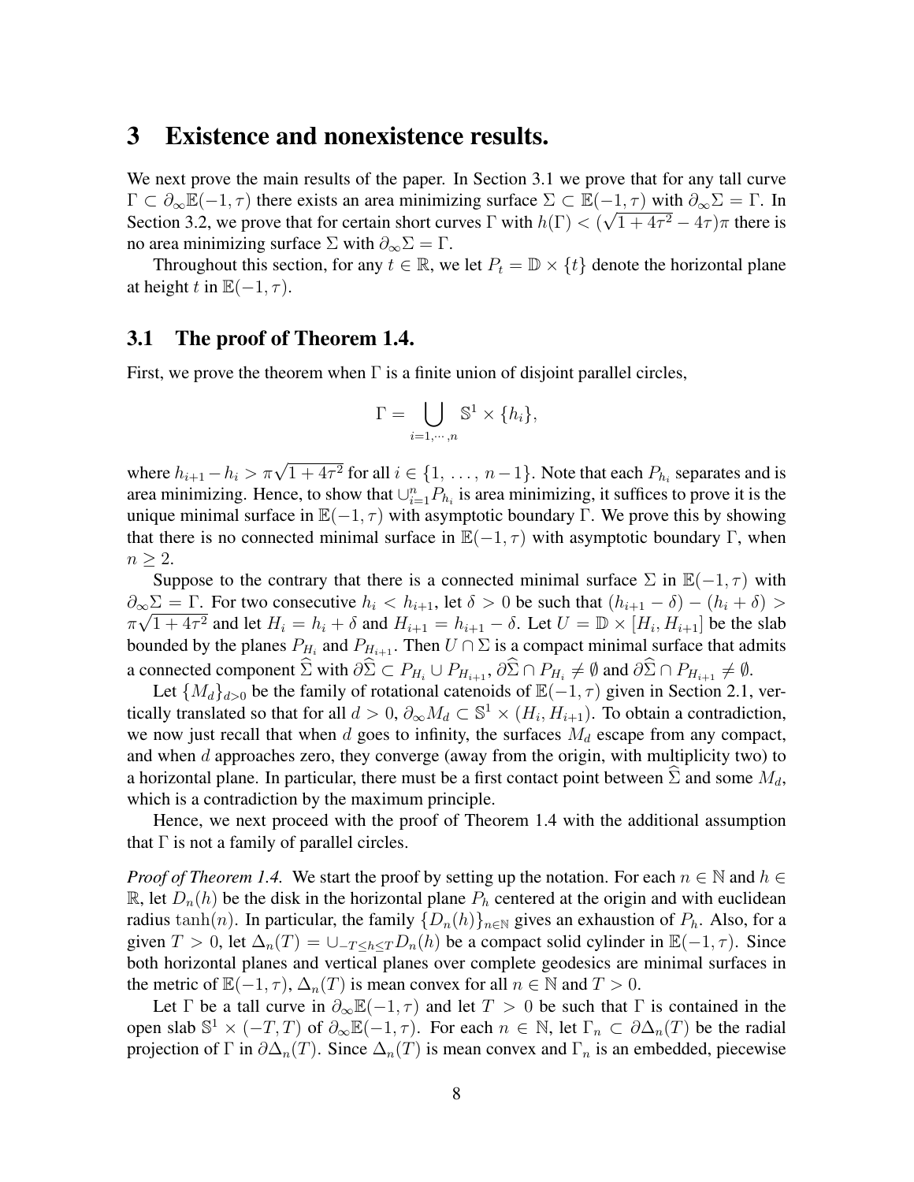# 3 Existence and nonexistence results.

We next prove the main results of the paper. In Section 3.1 we prove that for any tall curve $\Gamma \subset \partial_\infty \mathbb{E}(-1,\tau)$ there exists an area minimizing surface $\Sigma \subset \mathbb{E}(-1,\tau)$ with $\partial_\infty \Sigma = \Gamma$. In Section 3.2, we prove that for certain short curves $\Gamma$ with $h(\Gamma) < (\sqrt{1+4\tau^2} - 4\tau)\pi$ there is no area minimizing surface $\Sigma$ with $\partial_\infty \Sigma = \Gamma$.

Throughout this section, for any $t \in \mathbb{R}$, we let $P_t = \mathbb{D} \times \{t\}$ denote the horizontal plane at height $t$ in $\mathbb{E}(-1,\tau)$.

## 3.1 The proof of Theorem 1.4.

First, we prove the theorem when $\Gamma$ is a finite union of disjoint parallel circles,

$$\Gamma = \bigcup_{i=1,\cdots,n} \mathbb{S}^1 \times \{h_i\},$$

where $h_{i+1} - h_i > \pi\sqrt{1+4\tau^2}$ for all $i \in \{1, \ldots, n-1\}$. Note that each $P_{h_i}$ separates and is area minimizing. Hence, to show that $\cup_{i=1}^n P_{h_i}$ is area minimizing, it suffices to prove it is the unique minimal surface in $\mathbb{E}(-1,\tau)$ with asymptotic boundary $\Gamma$. We prove this by showing that there is no connected minimal surface in $\mathbb{E}(-1,\tau)$ with asymptotic boundary $\Gamma$, when $n \geq 2$.

Suppose to the contrary that there is a connected minimal surface $\Sigma$ in $\mathbb{E}(-1,\tau)$ with $\partial_\infty \Sigma = \Gamma$. For two consecutive $h_i < h_{i+1}$, let $\delta > 0$ be such that $(h_{i+1} - \delta) - (h_i + \delta) > \pi\sqrt{1+4\tau^2}$ and let $H_i = h_i + \delta$ and $H_{i+1} = h_{i+1} - \delta$. Let $U = \mathbb{D} \times [H_i, H_{i+1}]$ be the slab bounded by the planes $P_{H_i}$ and $P_{H_{i+1}}$. Then $U \cap \Sigma$ is a compact minimal surface that admits a connected component $\widehat{\Sigma}$ with $\partial\widehat{\Sigma} \subset P_{H_i} \cup P_{H_{i+1}}$, $\partial\widehat{\Sigma} \cap P_{H_i} \neq \emptyset$ and $\partial\widehat{\Sigma} \cap P_{H_{i+1}} \neq \emptyset$.

Let $\{M_d\}_{d>0}$ be the family of rotational catenoids of $\mathbb{E}(-1,\tau)$ given in Section 2.1, vertically translated so that for all $d > 0$, $\partial_\infty M_d \subset \mathbb{S}^1 \times (H_i, H_{i+1})$. To obtain a contradiction, we now just recall that when $d$ goes to infinity, the surfaces $M_d$ escape from any compact, and when $d$ approaches zero, they converge (away from the origin, with multiplicity two) to a horizontal plane. In particular, there must be a first contact point between $\widehat{\Sigma}$ and some $M_d$, which is a contradiction by the maximum principle.

Hence, we next proceed with the proof of Theorem 1.4 with the additional assumption that $\Gamma$ is not a family of parallel circles.

*Proof of Theorem 1.4.* We start the proof by setting up the notation. For each $n \in \mathbb{N}$ and $h \in \mathbb{R}$, let $D_n(h)$ be the disk in the horizontal plane $P_h$ centered at the origin and with euclidean radius $\tanh(n)$. In particular, the family $\{D_n(h)\}_{n\in\mathbb{N}}$ gives an exhaustion of $P_h$. Also, for a given $T > 0$, let $\Delta_n(T) = \cup_{-T\leq h\leq T} D_n(h)$ be a compact solid cylinder in $\mathbb{E}(-1,\tau)$. Since both horizontal planes and vertical planes over complete geodesics are minimal surfaces in the metric of $\mathbb{E}(-1,\tau)$, $\Delta_n(T)$ is mean convex for all $n \in \mathbb{N}$ and $T > 0$.

Let $\Gamma$ be a tall curve in $\partial_\infty \mathbb{E}(-1,\tau)$ and let $T > 0$ be such that $\Gamma$ is contained in the open slab $\mathbb{S}^1 \times (-T, T)$ of $\partial_\infty \mathbb{E}(-1,\tau)$. For each $n \in \mathbb{N}$, let $\Gamma_n \subset \partial\Delta_n(T)$ be the radial projection of $\Gamma$ in $\partial\Delta_n(T)$. Since $\Delta_n(T)$ is mean convex and $\Gamma_n$ is an embedded, piecewise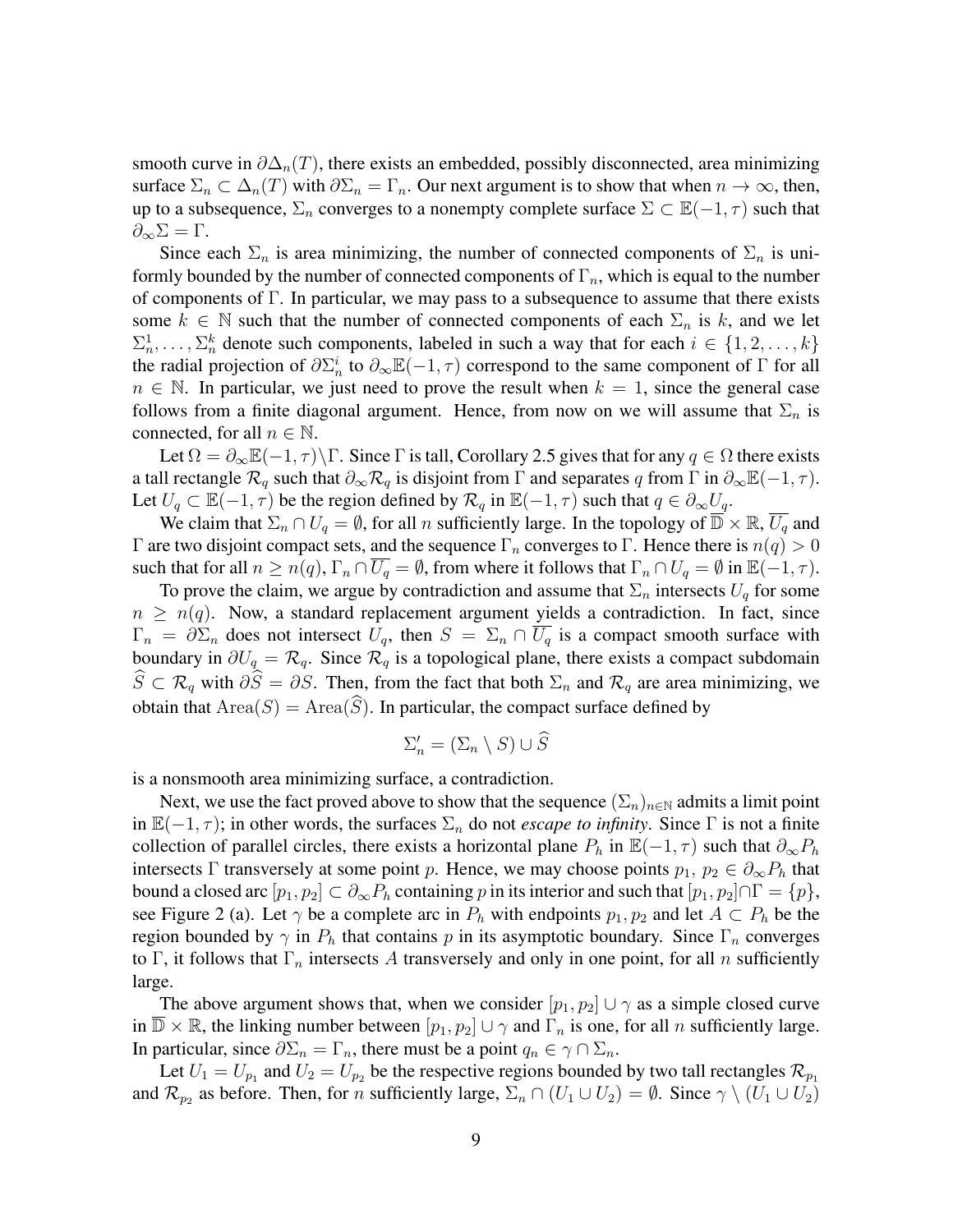smooth curve in $\partial\Delta_n(T)$, there exists an embedded, possibly disconnected, area minimizing surface $\Sigma_n \subset \Delta_n(T)$ with $\partial\Sigma_n = \Gamma_n$. Our next argument is to show that when $n \to \infty$, then, up to a subsequence, $\Sigma_n$ converges to a nonempty complete surface $\Sigma \subset \mathbb{E}(-1,\tau)$ such that $\partial_\infty\Sigma = \Gamma$.

Since each $\Sigma_n$ is area minimizing, the number of connected components of $\Sigma_n$ is uniformly bounded by the number of connected components of $\Gamma_n$, which is equal to the number of components of $\Gamma$. In particular, we may pass to a subsequence to assume that there exists some $k \in \mathbb{N}$ such that the number of connected components of each $\Sigma_n$ is $k$, and we let $\Sigma_n^1, \ldots, \Sigma_n^k$ denote such components, labeled in such a way that for each $i \in \{1, 2, \ldots, k\}$ the radial projection of $\partial\Sigma_n^i$ to $\partial_\infty\mathbb{E}(-1,\tau)$ correspond to the same component of $\Gamma$ for all $n \in \mathbb{N}$. In particular, we just need to prove the result when $k = 1$, since the general case follows from a finite diagonal argument. Hence, from now on we will assume that $\Sigma_n$ is connected, for all $n \in \mathbb{N}$.

Let $\Omega = \partial_\infty\mathbb{E}(-1,\tau)\backslash\Gamma$. Since $\Gamma$ is tall, Corollary 2.5 gives that for any $q \in \Omega$ there exists a tall rectangle $\mathcal{R}_q$ such that $\partial_\infty\mathcal{R}_q$ is disjoint from $\Gamma$ and separates $q$ from $\Gamma$ in $\partial_\infty\mathbb{E}(-1,\tau)$. Let $U_q \subset \mathbb{E}(-1,\tau)$ be the region defined by $\mathcal{R}_q$ in $\mathbb{E}(-1,\tau)$ such that $q \in \partial_\infty U_q$.

We claim that $\Sigma_n \cap U_q = \emptyset$, for all $n$ sufficiently large. In the topology of $\overline{\mathbb{D}} \times \mathbb{R}$, $\overline{U_q}$ and $\Gamma$ are two disjoint compact sets, and the sequence $\Gamma_n$ converges to $\Gamma$. Hence there is $n(q) > 0$ such that for all $n \geq n(q)$, $\Gamma_n \cap \overline{U_q} = \emptyset$, from where it follows that $\Gamma_n \cap U_q = \emptyset$ in $\mathbb{E}(-1,\tau)$.

To prove the claim, we argue by contradiction and assume that $\Sigma_n$ intersects $U_q$ for some $n \geq n(q)$. Now, a standard replacement argument yields a contradiction. In fact, since $\Gamma_n = \partial\Sigma_n$ does not intersect $U_q$, then $S = \Sigma_n \cap \overline{U_q}$ is a compact smooth surface with boundary in $\partial U_q = \mathcal{R}_q$. Since $\mathcal{R}_q$ is a topological plane, there exists a compact subdomain $\widehat{S} \subset \mathcal{R}_q$ with $\partial\widehat{S} = \partial S$. Then, from the fact that both $\Sigma_n$ and $\mathcal{R}_q$ are area minimizing, we obtain that $\mathrm{Area}(S) = \mathrm{Area}(\widehat{S})$. In particular, the compact surface defined by

$$\Sigma_n' = (\Sigma_n \setminus S) \cup \widehat{S}$$

is a nonsmooth area minimizing surface, a contradiction.

Next, we use the fact proved above to show that the sequence $(\Sigma_n)_{n\in\mathbb{N}}$ admits a limit point in $\mathbb{E}(-1,\tau)$; in other words, the surfaces $\Sigma_n$ do not *escape to infinity*. Since $\Gamma$ is not a finite collection of parallel circles, there exists a horizontal plane $P_h$ in $\mathbb{E}(-1,\tau)$ such that $\partial_\infty P_h$ intersects $\Gamma$ transversely at some point $p$. Hence, we may choose points $p_1,\, p_2 \in \partial_\infty P_h$ that bound a closed arc $[p_1, p_2] \subset \partial_\infty P_h$ containing $p$ in its interior and such that $[p_1, p_2] \cap \Gamma = \{p\}$, see Figure 2 (a). Let $\gamma$ be a complete arc in $P_h$ with endpoints $p_1, p_2$ and let $A \subset P_h$ be the region bounded by $\gamma$ in $P_h$ that contains $p$ in its asymptotic boundary. Since $\Gamma_n$ converges to $\Gamma$, it follows that $\Gamma_n$ intersects $A$ transversely and only in one point, for all $n$ sufficiently large.

The above argument shows that, when we consider $[p_1, p_2] \cup \gamma$ as a simple closed curve in $\overline{\mathbb{D}} \times \mathbb{R}$, the linking number between $[p_1, p_2] \cup \gamma$ and $\Gamma_n$ is one, for all $n$ sufficiently large. In particular, since $\partial\Sigma_n = \Gamma_n$, there must be a point $q_n \in \gamma \cap \Sigma_n$.

Let $U_1 = U_{p_1}$ and $U_2 = U_{p_2}$ be the respective regions bounded by two tall rectangles $\mathcal{R}_{p_1}$ and $\mathcal{R}_{p_2}$ as before. Then, for $n$ sufficiently large, $\Sigma_n \cap (U_1 \cup U_2) = \emptyset$. Since $\gamma \setminus (U_1 \cup U_2)$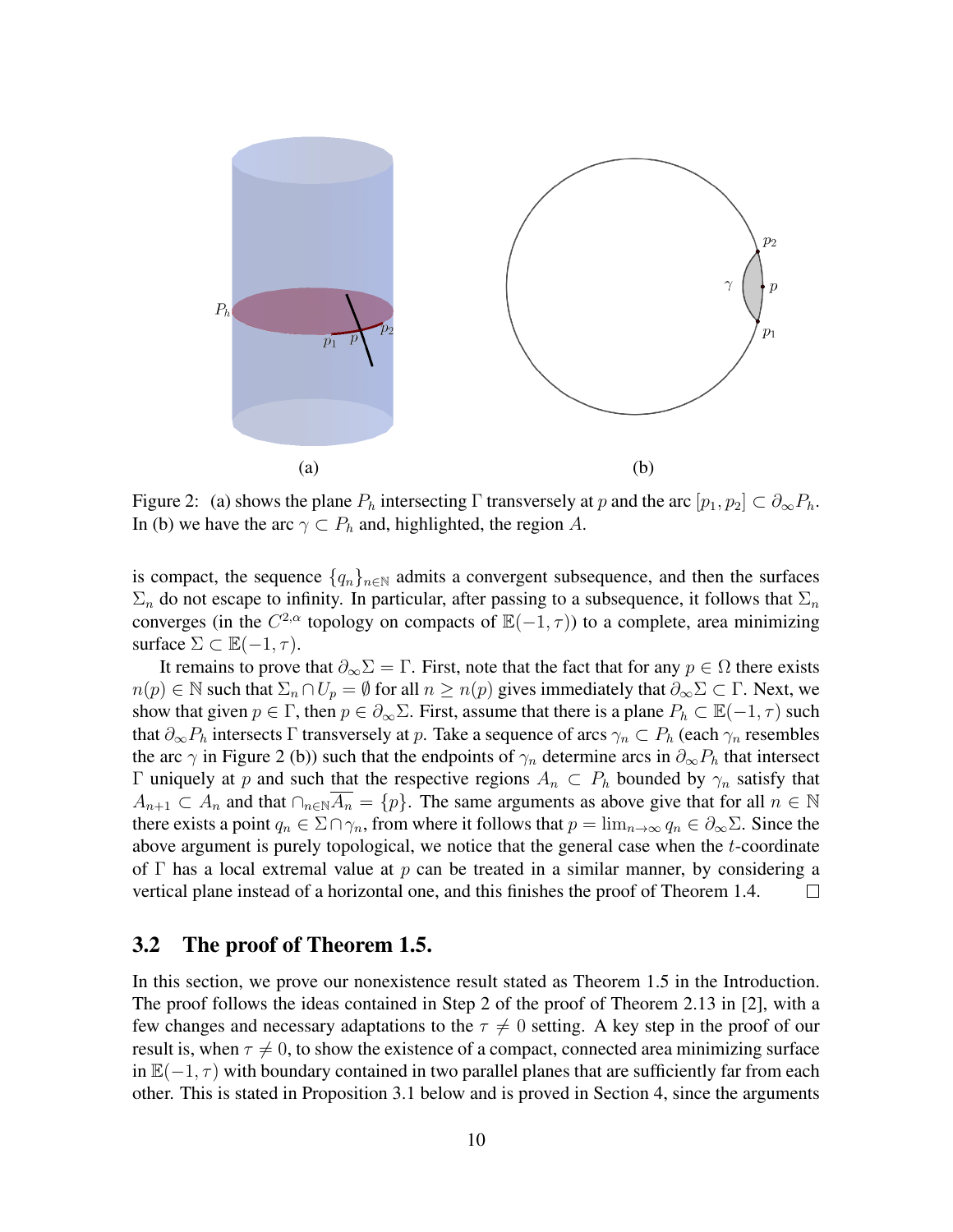(a) (b)

Figure 2: (a) shows the plane $P_h$ intersecting $\Gamma$ transversely at $p$ and the arc $[p_1, p_2] \subset \partial_\infty P_h$. In (b) we have the arc $\gamma \subset P_h$ and, highlighted, the region $A$.

is compact, the sequence $\{q_n\}_{n\in\mathbb{N}}$ admits a convergent subsequence, and then the surfaces $\Sigma_n$ do not escape to infinity. In particular, after passing to a subsequence, it follows that $\Sigma_n$ converges (in the $C^{2,\alpha}$ topology on compacts of $\mathbb{E}(-1,\tau)$) to a complete, area minimizing surface $\Sigma \subset \mathbb{E}(-1,\tau)$.

It remains to prove that $\partial_\infty \Sigma = \Gamma$. First, note that the fact that for any $p \in \Omega$ there exists $n(p) \in \mathbb{N}$ such that $\Sigma_n \cap U_p = \emptyset$ for all $n \geq n(p)$ gives immediately that $\partial_\infty \Sigma \subset \Gamma$. Next, we show that given $p \in \Gamma$, then $p \in \partial_\infty \Sigma$. First, assume that there is a plane $P_h \subset \mathbb{E}(-1,\tau)$ such that $\partial_\infty P_h$ intersects $\Gamma$ transversely at $p$. Take a sequence of arcs $\gamma_n \subset P_h$ (each $\gamma_n$ resembles the arc $\gamma$ in Figure 2 (b)) such that the endpoints of $\gamma_n$ determine arcs in $\partial_\infty P_h$ that intersect $\Gamma$ uniquely at $p$ and such that the respective regions $A_n \subset P_h$ bounded by $\gamma_n$ satisfy that $A_{n+1} \subset A_n$ and that $\cap_{n\in\mathbb{N}} \overline{A_n} = \{p\}$. The same arguments as above give that for all $n \in \mathbb{N}$ there exists a point $q_n \in \Sigma \cap \gamma_n$, from where it follows that $p = \lim_{n\to\infty} q_n \in \partial_\infty \Sigma$. Since the above argument is purely topological, we notice that the general case when the $t$-coordinate of $\Gamma$ has a local extremal value at $p$ can be treated in a similar manner, by considering a vertical plane instead of a horizontal one, and this finishes the proof of Theorem 1.4. $\square$

### 3.2 The proof of Theorem 1.5.

In this section, we prove our nonexistence result stated as Theorem 1.5 in the Introduction. The proof follows the ideas contained in Step 2 of the proof of Theorem 2.13 in [2], with a few changes and necessary adaptations to the $\tau \neq 0$ setting. A key step in the proof of our result is, when $\tau \neq 0$, to show the existence of a compact, connected area minimizing surface in $\mathbb{E}(-1,\tau)$ with boundary contained in two parallel planes that are sufficiently far from each other. This is stated in Proposition 3.1 below and is proved in Section 4, since the arguments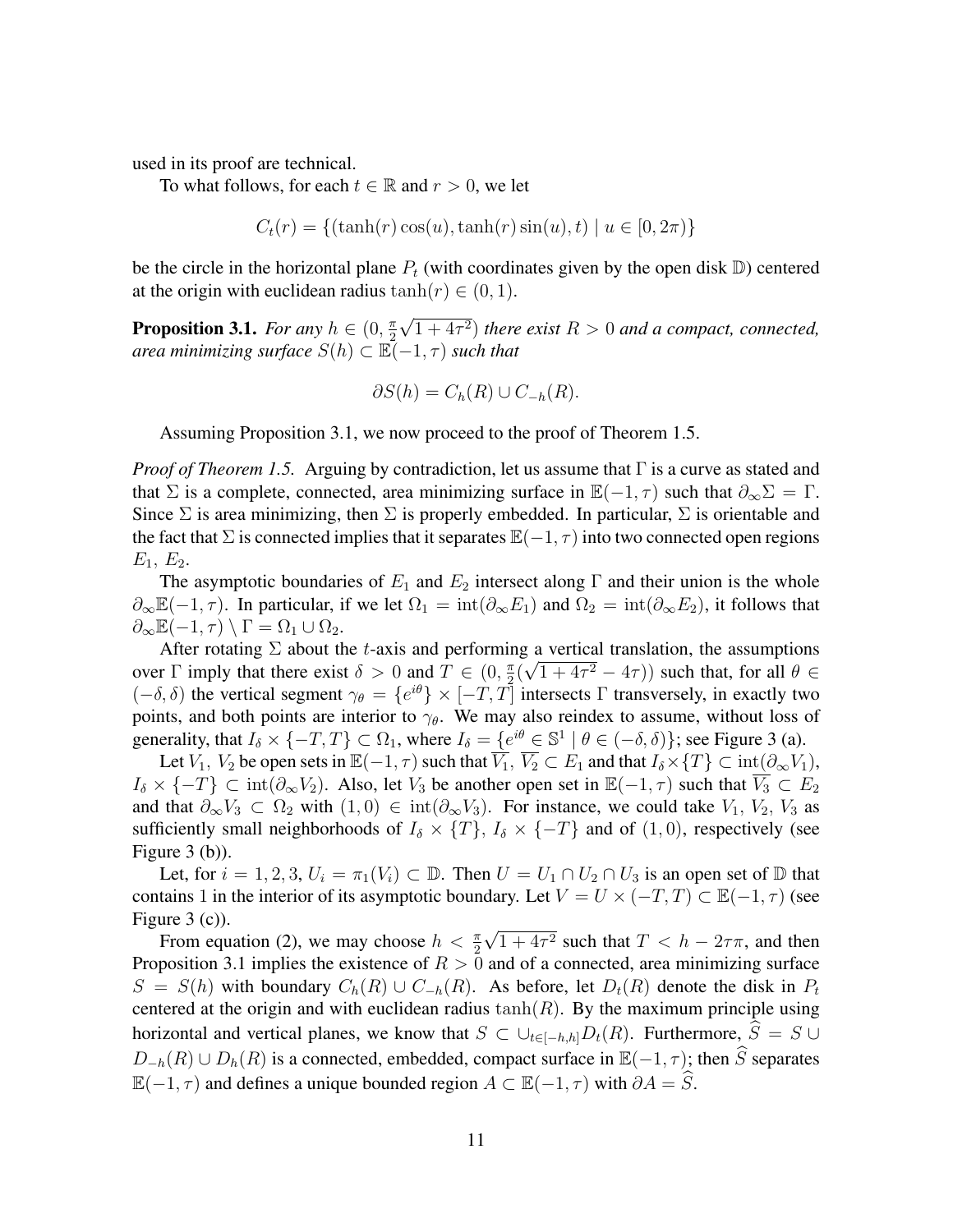used in its proof are technical.

To what follows, for each $t \in \mathbb{R}$ and $r > 0$, we let

$$C_t(r) = \{(\tanh(r)\cos(u), \tanh(r)\sin(u), t) \mid u \in [0, 2\pi)\}$$

be the circle in the horizontal plane $P_t$ (with coordinates given by the open disk $\mathbb{D}$) centered at the origin with euclidean radius $\tanh(r) \in (0, 1)$.

**Proposition 3.1.** *For any $h \in (0, \frac{\pi}{2}\sqrt{1+4\tau^2})$ there exist $R > 0$ and a compact, connected, area minimizing surface $S(h) \subset \mathbb{E}(-1, \tau)$ such that*

$$\partial S(h) = C_h(R) \cup C_{-h}(R).$$

Assuming Proposition 3.1, we now proceed to the proof of Theorem 1.5.

*Proof of Theorem 1.5.* Arguing by contradiction, let us assume that $\Gamma$ is a curve as stated and that $\Sigma$ is a complete, connected, area minimizing surface in $\mathbb{E}(-1, \tau)$ such that $\partial_\infty \Sigma = \Gamma$. Since $\Sigma$ is area minimizing, then $\Sigma$ is properly embedded. In particular, $\Sigma$ is orientable and the fact that $\Sigma$ is connected implies that it separates $\mathbb{E}(-1, \tau)$ into two connected open regions $E_1$, $E_2$.

The asymptotic boundaries of $E_1$ and $E_2$ intersect along $\Gamma$ and their union is the whole $\partial_\infty \mathbb{E}(-1, \tau)$. In particular, if we let $\Omega_1 = \mathrm{int}(\partial_\infty E_1)$ and $\Omega_2 = \mathrm{int}(\partial_\infty E_2)$, it follows that $\partial_\infty \mathbb{E}(-1, \tau) \setminus \Gamma = \Omega_1 \cup \Omega_2$.

After rotating $\Sigma$ about the $t$-axis and performing a vertical translation, the assumptions over $\Gamma$ imply that there exist $\delta > 0$ and $T \in (0, \frac{\pi}{2}(\sqrt{1+4\tau^2} - 4\tau))$ such that, for all $\theta \in (-\delta, \delta)$ the vertical segment $\gamma_\theta = \{e^{i\theta}\} \times [-T, T]$ intersects $\Gamma$ transversely, in exactly two points, and both points are interior to $\gamma_\theta$. We may also reindex to assume, without loss of generality, that $I_\delta \times \{-T, T\} \subset \Omega_1$, where $I_\delta = \{e^{i\theta} \in \mathbb{S}^1 \mid \theta \in (-\delta, \delta)\}$; see Figure 3 (a).

Let $V_1$, $V_2$ be open sets in $\mathbb{E}(-1, \tau)$ such that $\overline{V_1}$, $\overline{V_2} \subset E_1$ and that $I_\delta \times \{T\} \subset \mathrm{int}(\partial_\infty V_1)$, $I_\delta \times \{-T\} \subset \mathrm{int}(\partial_\infty V_2)$. Also, let $V_3$ be another open set in $\mathbb{E}(-1, \tau)$ such that $\overline{V_3} \subset E_2$ and that $\partial_\infty V_3 \subset \Omega_2$ with $(1, 0) \in \mathrm{int}(\partial_\infty V_3)$. For instance, we could take $V_1$, $V_2$, $V_3$ as sufficiently small neighborhoods of $I_\delta \times \{T\}$, $I_\delta \times \{-T\}$ and of $(1, 0)$, respectively (see Figure 3 (b)).

Let, for $i = 1, 2, 3$, $U_i = \pi_1(V_i) \subset \mathbb{D}$. Then $U = U_1 \cap U_2 \cap U_3$ is an open set of $\mathbb{D}$ that contains $1$ in the interior of its asymptotic boundary. Let $V = U \times (-T, T) \subset \mathbb{E}(-1, \tau)$ (see Figure 3 (c)).

From equation (2), we may choose $h < \frac{\pi}{2}\sqrt{1+4\tau^2}$ such that $T < h - 2\tau\pi$, and then Proposition 3.1 implies the existence of $R > 0$ and of a connected, area minimizing surface $S = S(h)$ with boundary $C_h(R) \cup C_{-h}(R)$. As before, let $D_t(R)$ denote the disk in $P_t$ centered at the origin and with euclidean radius $\tanh(R)$. By the maximum principle using horizontal and vertical planes, we know that $S \subset \cup_{t \in [-h,h]} D_t(R)$. Furthermore, $\widehat{S} = S \cup D_{-h}(R) \cup D_h(R)$ is a connected, embedded, compact surface in $\mathbb{E}(-1, \tau)$; then $\widehat{S}$ separates $\mathbb{E}(-1, \tau)$ and defines a unique bounded region $A \subset \mathbb{E}(-1, \tau)$ with $\partial A = \widehat{S}$.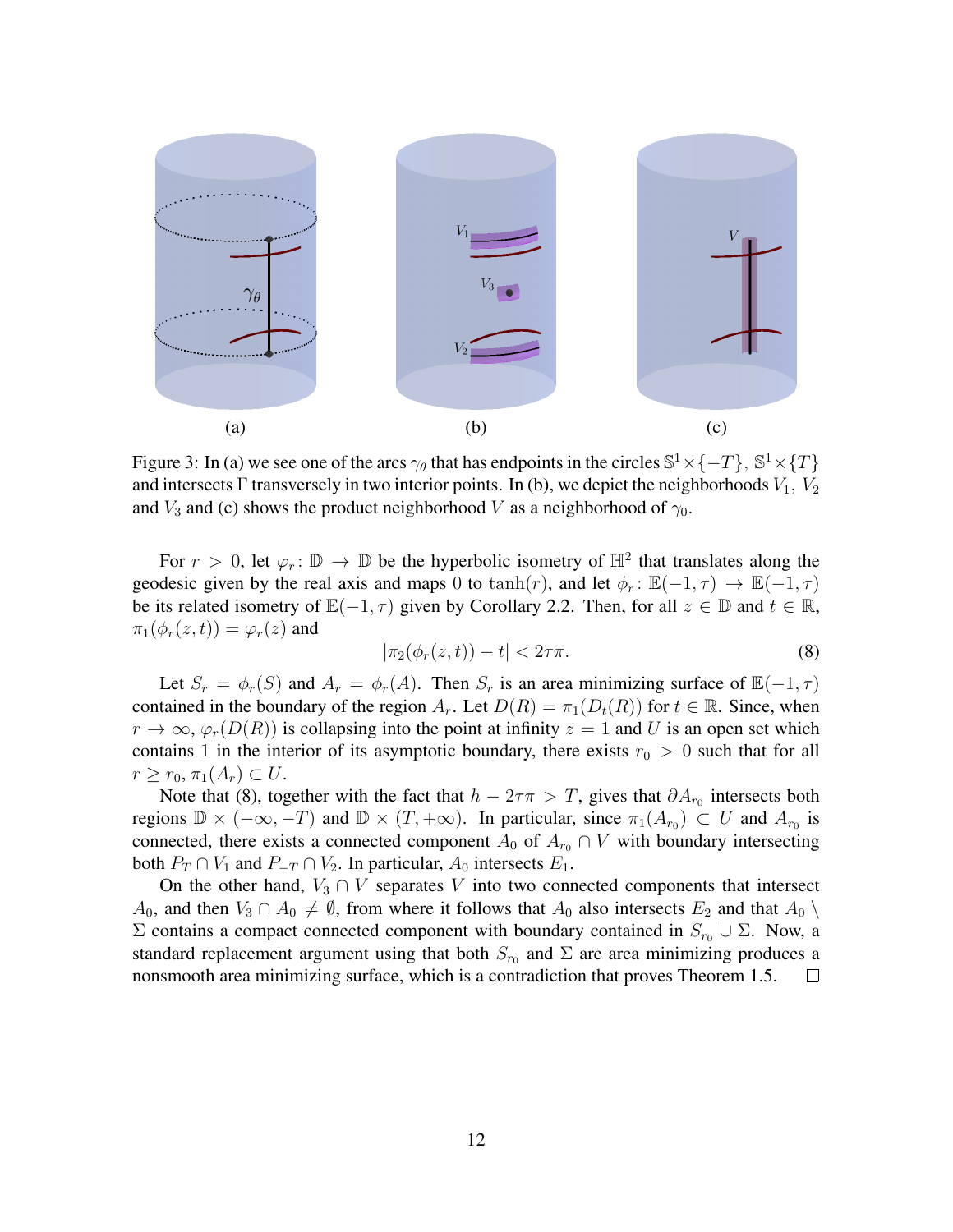(a) (b) (c)

Figure 3: In (a) we see one of the arcs $\gamma_\theta$ that has endpoints in the circles $\mathbb{S}^1 \times \{-T\}$, $\mathbb{S}^1 \times \{T\}$ and intersects $\Gamma$ transversely in two interior points. In (b), we depict the neighborhoods $V_1$, $V_2$ and $V_3$ and (c) shows the product neighborhood $V$ as a neighborhood of $\gamma_0$.

For $r > 0$, let $\varphi_r \colon \mathbb{D} \to \mathbb{D}$ be the hyperbolic isometry of $\mathbb{H}^2$ that translates along the geodesic given by the real axis and maps 0 to $\tanh(r)$, and let $\phi_r \colon \mathbb{E}(-1,\tau) \to \mathbb{E}(-1,\tau)$ be its related isometry of $\mathbb{E}(-1,\tau)$ given by Corollary 2.2. Then, for all $z \in \mathbb{D}$ and $t \in \mathbb{R}$, $\pi_1(\phi_r(z,t)) = \varphi_r(z)$ and

$$|\pi_2(\phi_r(z,t)) - t| < 2\tau\pi. \tag{8}$$

Let $S_r = \phi_r(S)$ and $A_r = \phi_r(A)$. Then $S_r$ is an area minimizing surface of $\mathbb{E}(-1,\tau)$ contained in the boundary of the region $A_r$. Let $D(R) = \pi_1(D_t(R))$ for $t \in \mathbb{R}$. Since, when $r \to \infty$, $\varphi_r(D(R))$ is collapsing into the point at infinity $z = 1$ and $U$ is an open set which contains 1 in the interior of its asymptotic boundary, there exists $r_0 > 0$ such that for all $r \geq r_0$, $\pi_1(A_r) \subset U$.

Note that (8), together with the fact that $h - 2\tau\pi > T$, gives that $\partial A_{r_0}$ intersects both regions $\mathbb{D} \times (-\infty, -T)$ and $\mathbb{D} \times (T, +\infty)$. In particular, since $\pi_1(A_{r_0}) \subset U$ and $A_{r_0}$ is connected, there exists a connected component $A_0$ of $A_{r_0} \cap V$ with boundary intersecting both $P_T \cap V_1$ and $P_{-T} \cap V_2$. In particular, $A_0$ intersects $E_1$.

On the other hand, $V_3 \cap V$ separates $V$ into two connected components that intersect $A_0$, and then $V_3 \cap A_0 \neq \emptyset$, from where it follows that $A_0$ also intersects $E_2$ and that $A_0 \setminus \Sigma$ contains a compact connected component with boundary contained in $S_{r_0} \cup \Sigma$. Now, a standard replacement argument using that both $S_{r_0}$ and $\Sigma$ are area minimizing produces a nonsmooth area minimizing surface, which is a contradiction that proves Theorem 1.5. $\square$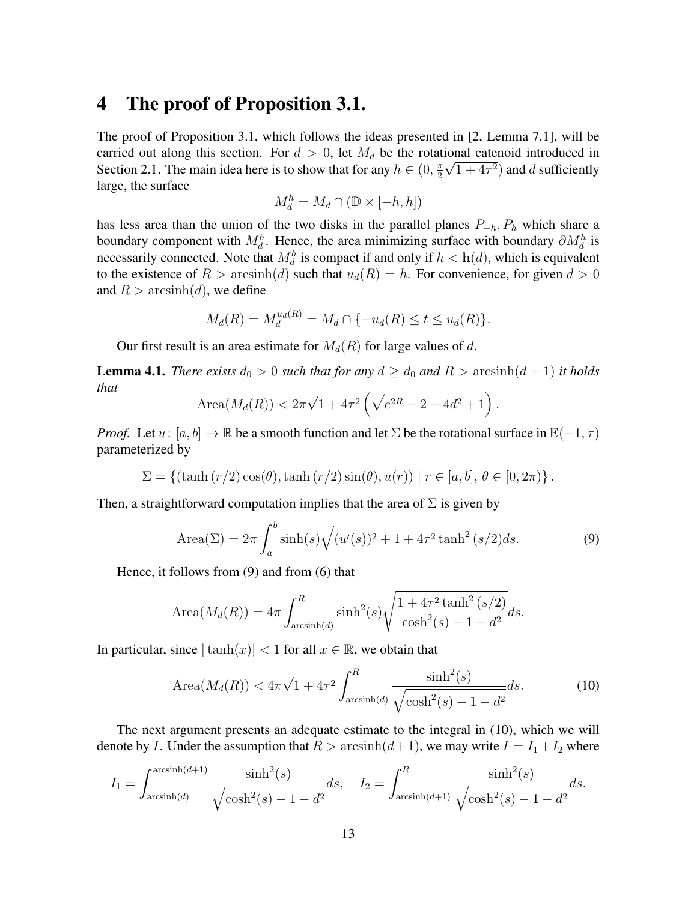# 4 The proof of Proposition 3.1.

The proof of Proposition 3.1, which follows the ideas presented in [2, Lemma 7.1], will be carried out along this section. For $d > 0$, let $M_d$ be the rotational catenoid introduced in Section 2.1. The main idea here is to show that for any $h \in (0, \frac{\pi}{2}\sqrt{1+4\tau^2})$ and $d$ sufficiently large, the surface

$$M_d^h = M_d \cap (\mathbb{D} \times [-h, h])$$

has less area than the union of the two disks in the parallel planes $P_{-h}, P_h$ which share a boundary component with $M_d^h$. Hence, the area minimizing surface with boundary $\partial M_d^h$ is necessarily connected. Note that $M_d^h$ is compact if and only if $h < \mathbf{h}(d)$, which is equivalent to the existence of $R > \operatorname{arcsinh}(d)$ such that $u_d(R) = h$. For convenience, for given $d > 0$ and $R > \operatorname{arcsinh}(d)$, we define

$$M_d(R) = M_d^{u_d(R)} = M_d \cap \{-u_d(R) \leq t \leq u_d(R)\}.$$

Our first result is an area estimate for $M_d(R)$ for large values of $d$.

**Lemma 4.1.** *There exists $d_0 > 0$ such that for any $d \geq d_0$ and $R > \operatorname{arcsinh}(d+1)$ it holds that*

$$\operatorname{Area}(M_d(R)) < 2\pi\sqrt{1+4\tau^2}\left(\sqrt{e^{2R} - 2 - 4d^2} + 1\right).$$

*Proof.* Let $u \colon [a, b] \to \mathbb{R}$ be a smooth function and let $\Sigma$ be the rotational surface in $\mathbb{E}(-1, \tau)$ parameterized by

$$\Sigma = \{(\tanh(r/2)\cos(\theta), \tanh(r/2)\sin(\theta), u(r)) \mid r \in [a, b],\ \theta \in [0, 2\pi)\}.$$

Then, a straightforward computation implies that the area of $\Sigma$ is given by

$$\operatorname{Area}(\Sigma) = 2\pi \int_a^b \sinh(s)\sqrt{(u'(s))^2 + 1 + 4\tau^2\tanh^2(s/2)}\,ds. \tag{9}$$

Hence, it follows from (9) and from (6) that

$$\operatorname{Area}(M_d(R)) = 4\pi \int_{\operatorname{arcsinh}(d)}^R \sinh^2(s)\sqrt{\frac{1 + 4\tau^2\tanh^2(s/2)}{\cosh^2(s) - 1 - d^2}}\,ds.$$

In particular, since $|\tanh(x)| < 1$ for all $x \in \mathbb{R}$, we obtain that

$$\operatorname{Area}(M_d(R)) < 4\pi\sqrt{1+4\tau^2}\int_{\operatorname{arcsinh}(d)}^R \frac{\sinh^2(s)}{\sqrt{\cosh^2(s) - 1 - d^2}}\,ds. \tag{10}$$

The next argument presents an adequate estimate to the integral in (10), which we will denote by $I$. Under the assumption that $R > \operatorname{arcsinh}(d+1)$, we may write $I = I_1 + I_2$ where

$$I_1 = \int_{\operatorname{arcsinh}(d)}^{\operatorname{arcsinh}(d+1)} \frac{\sinh^2(s)}{\sqrt{\cosh^2(s) - 1 - d^2}}\,ds, \quad I_2 = \int_{\operatorname{arcsinh}(d+1)}^R \frac{\sinh^2(s)}{\sqrt{\cosh^2(s) - 1 - d^2}}\,ds.$$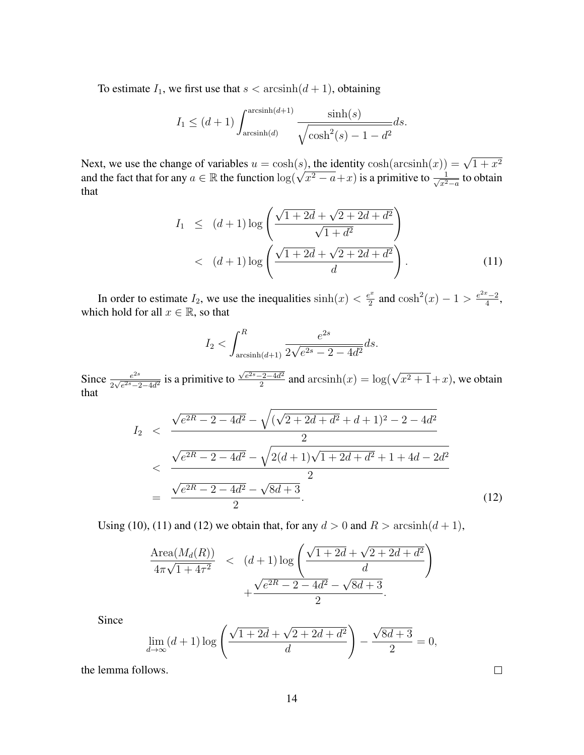To estimate $I_1$, we first use that $s < \operatorname{arcsinh}(d+1)$, obtaining

$$I_1 \leq (d+1)\int_{\operatorname{arcsinh}(d)}^{\operatorname{arcsinh}(d+1)} \frac{\sinh(s)}{\sqrt{\cosh^2(s) - 1 - d^2}} ds.$$

Next, we use the change of variables $u = \cosh(s)$, the identity $\cosh(\operatorname{arcsinh}(x)) = \sqrt{1+x^2}$ and the fact that for any $a \in \mathbb{R}$ the function $\log(\sqrt{x^2 - a} + x)$ is a primitive to $\frac{1}{\sqrt{x^2-a}}$ to obtain that

$$\begin{aligned} I_1 &\leq (d+1)\log\left(\frac{\sqrt{1+2d} + \sqrt{2+2d+d^2}}{\sqrt{1+d^2}}\right) \\ &< (d+1)\log\left(\frac{\sqrt{1+2d} + \sqrt{2+2d+d^2}}{d}\right). \end{aligned} \tag{11}$$

In order to estimate $I_2$, we use the inequalities $\sinh(x) < \frac{e^x}{2}$ and $\cosh^2(x) - 1 > \frac{e^{2x}-2}{4}$, which hold for all $x \in \mathbb{R}$, so that

$$I_2 < \int_{\operatorname{arcsinh}(d+1)}^{R} \frac{e^{2s}}{2\sqrt{e^{2s} - 2 - 4d^2}} ds.$$

Since $\frac{e^{2s}}{2\sqrt{e^{2s}-2-4d^2}}$ is a primitive to $\frac{\sqrt{e^{2s}-2-4d^2}}{2}$ and $\operatorname{arcsinh}(x) = \log(\sqrt{x^2+1} + x)$, we obtain that

$$\begin{aligned} I_2 &< \frac{\sqrt{e^{2R} - 2 - 4d^2} - \sqrt{(\sqrt{2+2d+d^2} + d + 1)^2 - 2 - 4d^2}}{2} \\ &< \frac{\sqrt{e^{2R} - 2 - 4d^2} - \sqrt{2(d+1)\sqrt{1+2d+d^2} + 1 + 4d - 2d^2}}{2} \\ &= \frac{\sqrt{e^{2R} - 2 - 4d^2} - \sqrt{8d+3}}{2}. \end{aligned} \tag{12}$$

Using (10), (11) and (12) we obtain that, for any $d > 0$ and $R > \operatorname{arcsinh}(d+1)$,

$$\begin{aligned} \frac{\operatorname{Area}(M_d(R))}{4\pi\sqrt{1+4\tau^2}} &< (d+1)\log\left(\frac{\sqrt{1+2d} + \sqrt{2+2d+d^2}}{d}\right) \\ &\quad + \frac{\sqrt{e^{2R} - 2 - 4d^2} - \sqrt{8d+3}}{2}. \end{aligned}$$

Since

$$\lim_{d\to\infty} (d+1)\log\left(\frac{\sqrt{1+2d} + \sqrt{2+2d+d^2}}{d}\right) - \frac{\sqrt{8d+3}}{2} = 0,$$

the lemma follows. □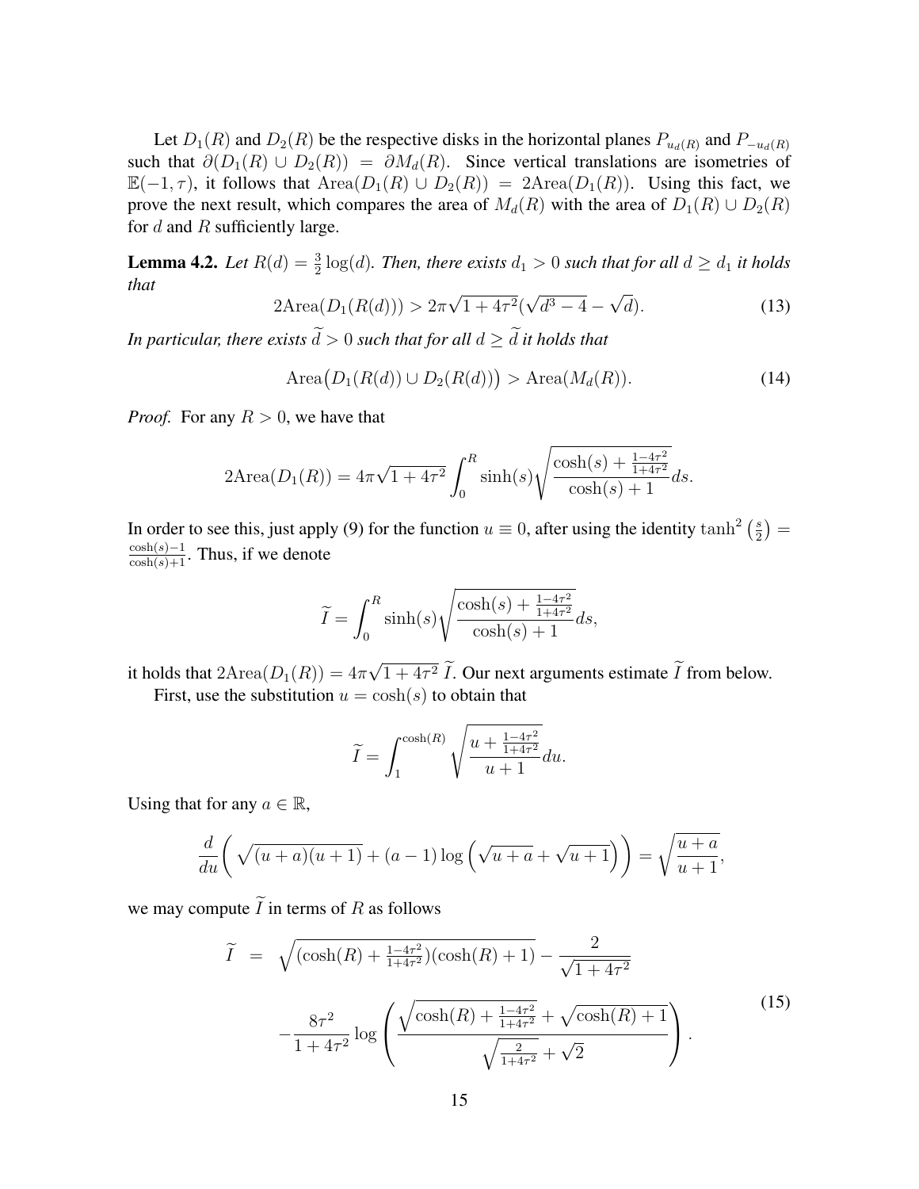Let $D_1(R)$ and $D_2(R)$ be the respective disks in the horizontal planes $P_{u_d(R)}$ and $P_{-u_d(R)}$ such that $\partial(D_1(R) \cup D_2(R)) = \partial M_d(R)$. Since vertical translations are isometries of $\mathbb{E}(-1,\tau)$, it follows that $\text{Area}(D_1(R) \cup D_2(R)) = 2\text{Area}(D_1(R))$. Using this fact, we prove the next result, which compares the area of $M_d(R)$ with the area of $D_1(R) \cup D_2(R)$ for $d$ and $R$ sufficiently large.

**Lemma 4.2.** *Let $R(d) = \frac{3}{2}\log(d)$. Then, there exists $d_1 > 0$ such that for all $d \geq d_1$ it holds that*

$$2\text{Area}(D_1(R(d))) > 2\pi\sqrt{1+4\tau^2}(\sqrt{d^3-4} - \sqrt{d}). \tag{13}$$

*In particular, there exists $\widetilde{d} > 0$ such that for all $d \geq \widetilde{d}$ it holds that*

$$\text{Area}\big(D_1(R(d)) \cup D_2(R(d))\big) > \text{Area}(M_d(R)). \tag{14}$$

*Proof.* For any $R > 0$, we have that

$$2\text{Area}(D_1(R)) = 4\pi\sqrt{1+4\tau^2}\int_0^R \sinh(s)\sqrt{\frac{\cosh(s) + \frac{1-4\tau^2}{1+4\tau^2}}{\cosh(s)+1}}ds.$$

In order to see this, just apply (9) for the function $u \equiv 0$, after using the identity $\tanh^2\left(\frac{s}{2}\right) = \frac{\cosh(s)-1}{\cosh(s)+1}$. Thus, if we denote

$$\widetilde{I} = \int_0^R \sinh(s)\sqrt{\frac{\cosh(s) + \frac{1-4\tau^2}{1+4\tau^2}}{\cosh(s)+1}}ds,$$

it holds that $2\text{Area}(D_1(R)) = 4\pi\sqrt{1+4\tau^2}\,\widetilde{I}$. Our next arguments estimate $\widetilde{I}$ from below.

First, use the substitution $u = \cosh(s)$ to obtain that

$$\widetilde{I} = \int_1^{\cosh(R)} \sqrt{\frac{u + \frac{1-4\tau^2}{1+4\tau^2}}{u+1}}du.$$

Using that for any $a \in \mathbb{R}$,

$$\frac{d}{du}\left(\sqrt{(u+a)(u+1)} + (a-1)\log\left(\sqrt{u+a} + \sqrt{u+1}\right)\right) = \sqrt{\frac{u+a}{u+1}},$$

we may compute $\widetilde{I}$ in terms of $R$ as follows

$$\begin{aligned} \widetilde{I} \;&=\; \sqrt{(\cosh(R) + \tfrac{1-4\tau^2}{1+4\tau^2})(\cosh(R)+1)} - \frac{2}{\sqrt{1+4\tau^2}} \\ &\quad - \frac{8\tau^2}{1+4\tau^2}\log\left(\frac{\sqrt{\cosh(R) + \frac{1-4\tau^2}{1+4\tau^2}} + \sqrt{\cosh(R)+1}}{\sqrt{\frac{2}{1+4\tau^2}} + \sqrt{2}}\right). \end{aligned} \tag{15}$$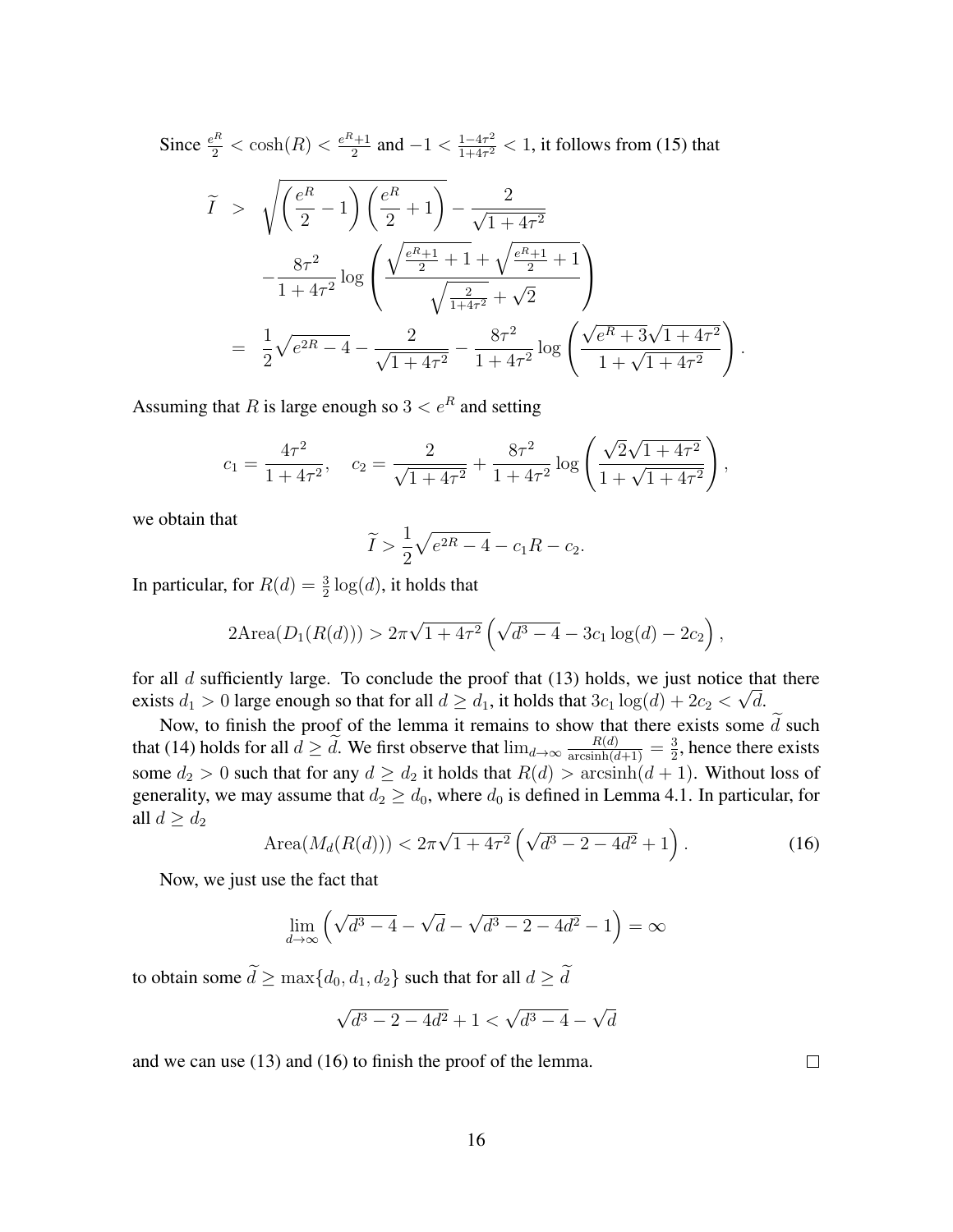Since $\frac{e^R}{2} < \cosh(R) < \frac{e^R+1}{2}$ and $-1 < \frac{1-4\tau^2}{1+4\tau^2} < 1$, it follows from (15) that

$$
\begin{aligned}
\widetilde{I} &> \sqrt{\left(\frac{e^R}{2}-1\right)\left(\frac{e^R}{2}+1\right)} - \frac{2}{\sqrt{1+4\tau^2}} \\
&\quad - \frac{8\tau^2}{1+4\tau^2}\log\left(\frac{\sqrt{\frac{e^R+1}{2}+1}+\sqrt{\frac{e^R+1}{2}+1}}{\sqrt{\frac{2}{1+4\tau^2}}+\sqrt{2}}\right) \\
&= \frac{1}{2}\sqrt{e^{2R}-4} - \frac{2}{\sqrt{1+4\tau^2}} - \frac{8\tau^2}{1+4\tau^2}\log\left(\frac{\sqrt{e^R+3}\sqrt{1+4\tau^2}}{1+\sqrt{1+4\tau^2}}\right).
\end{aligned}
$$

Assuming that $R$ is large enough so $3 < e^R$ and setting

$$
c_1 = \frac{4\tau^2}{1+4\tau^2}, \quad c_2 = \frac{2}{\sqrt{1+4\tau^2}} + \frac{8\tau^2}{1+4\tau^2}\log\left(\frac{\sqrt{2}\sqrt{1+4\tau^2}}{1+\sqrt{1+4\tau^2}}\right),
$$

we obtain that

$$
\widetilde{I} > \frac{1}{2}\sqrt{e^{2R}-4} - c_1 R - c_2.
$$

In particular, for $R(d) = \frac{3}{2}\log(d)$, it holds that

$$
2\text{Area}(D_1(R(d))) > 2\pi\sqrt{1+4\tau^2}\left(\sqrt{d^3-4} - 3c_1\log(d) - 2c_2\right),
$$

for all $d$ sufficiently large. To conclude the proof that (13) holds, we just notice that there exists $d_1 > 0$ large enough so that for all $d \geq d_1$, it holds that $3c_1\log(d) + 2c_2 < \sqrt{d}$.

Now, to finish the proof of the lemma it remains to show that there exists some $\widetilde{d}$ such that (14) holds for all $d \geq \widetilde{d}$. We first observe that $\lim_{d\to\infty}\frac{R(d)}{\operatorname{arcsinh}(d+1)} = \frac{3}{2}$, hence there exists some $d_2 > 0$ such that for any $d \geq d_2$ it holds that $R(d) > \operatorname{arcsinh}(d+1)$. Without loss of generality, we may assume that $d_2 \geq d_0$, where $d_0$ is defined in Lemma 4.1. In particular, for all $d \geq d_2$

$$
\text{Area}(M_d(R(d))) < 2\pi\sqrt{1+4\tau^2}\left(\sqrt{d^3-2-4d^2}+1\right). \tag{16}
$$

Now, we just use the fact that

$$
\lim_{d\to\infty}\left(\sqrt{d^3-4} - \sqrt{d} - \sqrt{d^3-2-4d^2} - 1\right) = \infty
$$

to obtain some $\widetilde{d} \geq \max\{d_0, d_1, d_2\}$ such that for all $d \geq \widetilde{d}$

$$
\sqrt{d^3-2-4d^2} + 1 < \sqrt{d^3-4} - \sqrt{d}
$$

and we can use (13) and (16) to finish the proof of the lemma. □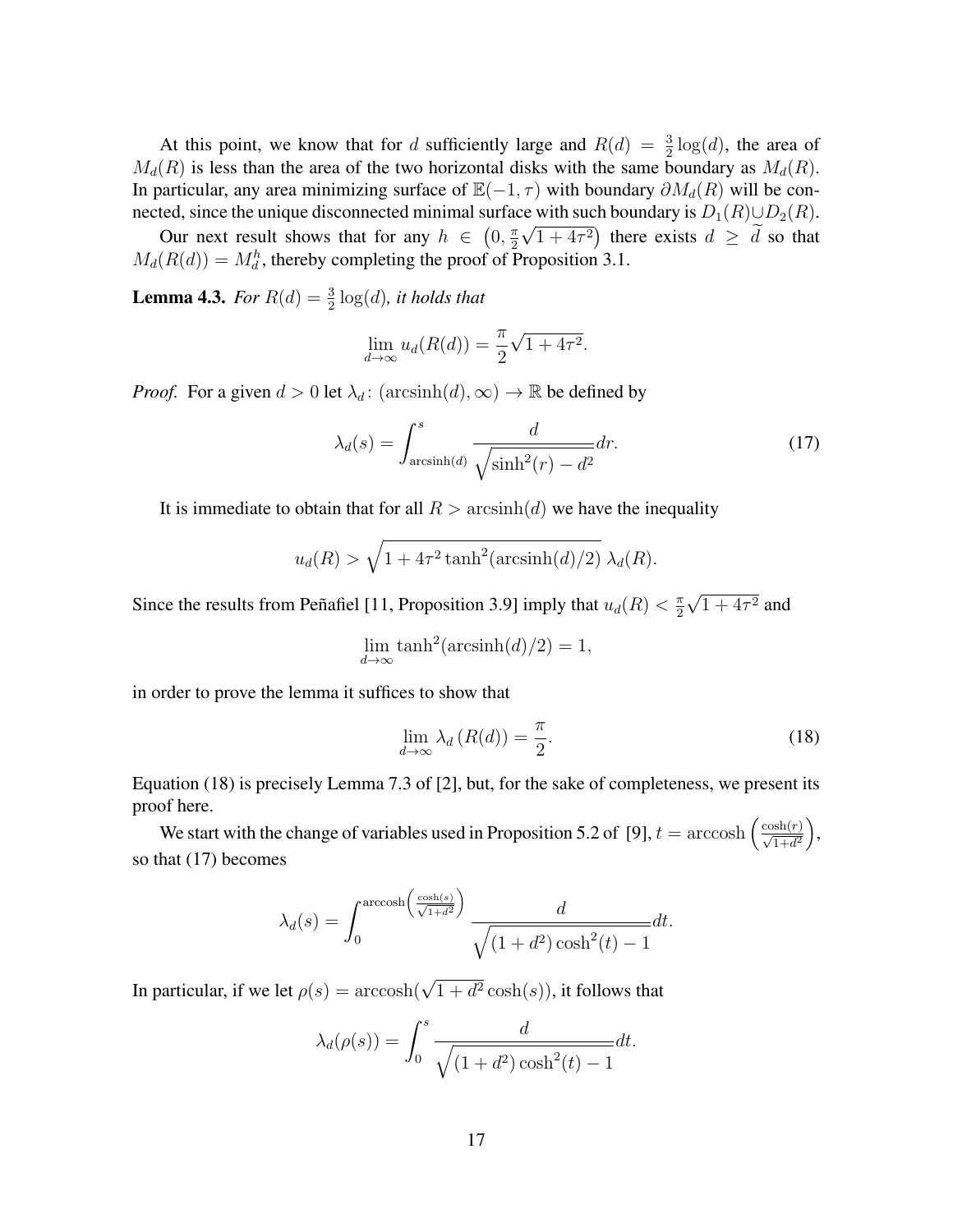At this point, we know that for $d$ sufficiently large and $R(d) = \frac{3}{2}\log(d)$, the area of $M_d(R)$ is less than the area of the two horizontal disks with the same boundary as $M_d(R)$. In particular, any area minimizing surface of $\mathbb{E}(-1,\tau)$ with boundary $\partial M_d(R)$ will be connected, since the unique disconnected minimal surface with such boundary is $D_1(R) \cup D_2(R)$.

Our next result shows that for any $h \in \left(0, \frac{\pi}{2}\sqrt{1+4\tau^2}\right)$ there exists $d \geq \widetilde{d}$ so that $M_d(R(d)) = M_d^h$, thereby completing the proof of Proposition 3.1.

**Lemma 4.3.** *For $R(d) = \frac{3}{2}\log(d)$, it holds that*

$$\lim_{d\to\infty} u_d(R(d)) = \frac{\pi}{2}\sqrt{1+4\tau^2}.$$

*Proof.* For a given $d > 0$ let $\lambda_d \colon (\operatorname{arcsinh}(d), \infty) \to \mathbb{R}$ be defined by

$$\lambda_d(s) = \int_{\operatorname{arcsinh}(d)}^{s} \frac{d}{\sqrt{\sinh^2(r) - d^2}} dr. \tag{17}$$

It is immediate to obtain that for all $R > \operatorname{arcsinh}(d)$ we have the inequality

$$u_d(R) > \sqrt{1 + 4\tau^2 \tanh^2(\operatorname{arcsinh}(d)/2)}\ \lambda_d(R).$$

Since the results from Peñafiel [11, Proposition 3.9] imply that $u_d(R) < \frac{\pi}{2}\sqrt{1+4\tau^2}$ and

$$\lim_{d\to\infty} \tanh^2(\operatorname{arcsinh}(d)/2) = 1,$$

in order to prove the lemma it suffices to show that

$$\lim_{d\to\infty} \lambda_d\left(R(d)\right) = \frac{\pi}{2}. \tag{18}$$

Equation (18) is precisely Lemma 7.3 of [2], but, for the sake of completeness, we present its proof here.

We start with the change of variables used in Proposition 5.2 of [9], $t = \operatorname{arccosh}\left(\frac{\cosh(r)}{\sqrt{1+d^2}}\right)$, so that (17) becomes

$$\lambda_d(s) = \int_0^{\operatorname{arccosh}\left(\frac{\cosh(s)}{\sqrt{1+d^2}}\right)} \frac{d}{\sqrt{(1+d^2)\cosh^2(t) - 1}} dt.$$

In particular, if we let $\rho(s) = \operatorname{arccosh}(\sqrt{1+d^2}\cosh(s))$, it follows that

$$\lambda_d(\rho(s)) = \int_0^{s} \frac{d}{\sqrt{(1+d^2)\cosh^2(t) - 1}} dt.$$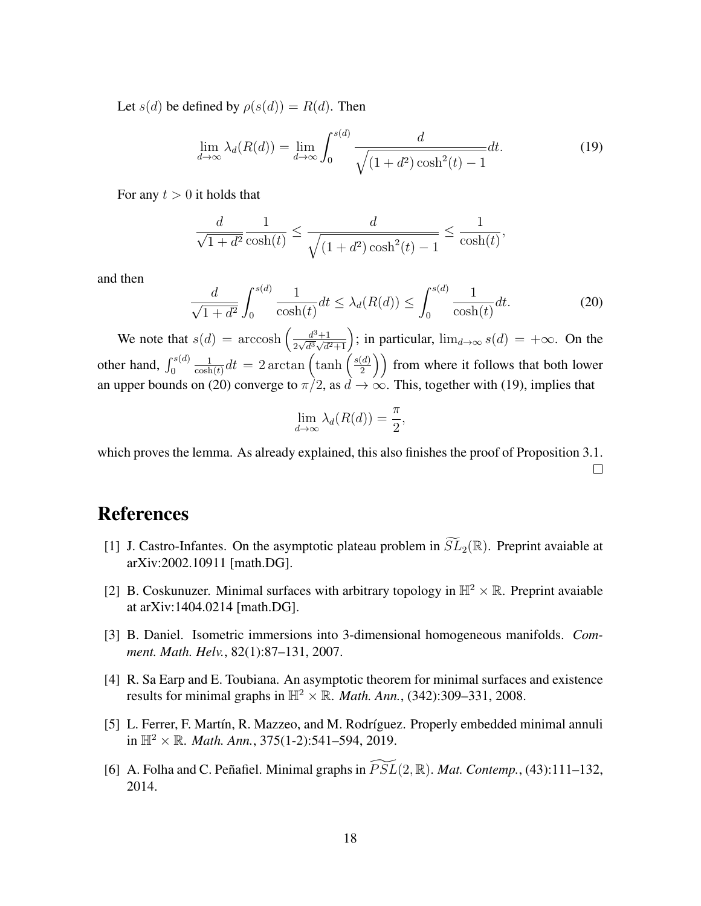Let $s(d)$ be defined by $\rho(s(d)) = R(d)$. Then

$$\lim_{d\to\infty} \lambda_d(R(d)) = \lim_{d\to\infty} \int_0^{s(d)} \frac{d}{\sqrt{(1+d^2)\cosh^2(t) - 1}} dt. \tag{19}$$

For any $t > 0$ it holds that

$$\frac{d}{\sqrt{1+d^2}} \frac{1}{\cosh(t)} \leq \frac{d}{\sqrt{(1+d^2)\cosh^2(t) - 1}} \leq \frac{1}{\cosh(t)},$$

and then

$$\frac{d}{\sqrt{1+d^2}} \int_0^{s(d)} \frac{1}{\cosh(t)} dt \leq \lambda_d(R(d)) \leq \int_0^{s(d)} \frac{1}{\cosh(t)} dt. \tag{20}$$

We note that $s(d) = \operatorname{arccosh}\left(\frac{d^3+1}{2\sqrt{d^3}\sqrt{d^2+1}}\right)$; in particular, $\lim_{d\to\infty} s(d) = +\infty$. On the other hand, $\int_0^{s(d)} \frac{1}{\cosh(t)} dt = 2\arctan\left(\tanh\left(\frac{s(d)}{2}\right)\right)$ from where it follows that both lower an upper bounds on (20) converge to $\pi/2$, as $d \to \infty$. This, together with (19), implies that

$$\lim_{d\to\infty} \lambda_d(R(d)) = \frac{\pi}{2},$$

which proves the lemma. As already explained, this also finishes the proof of Proposition 3.1. □

# References

[1] J. Castro-Infantes. On the asymptotic plateau problem in $\widetilde{SL}_2(\mathbb{R})$. Preprint avaiable at arXiv:2002.10911 [math.DG].

[2] B. Coskunuzer. Minimal surfaces with arbitrary topology in $\mathbb{H}^2 \times \mathbb{R}$. Preprint avaiable at arXiv:1404.0214 [math.DG].

[3] B. Daniel. Isometric immersions into 3-dimensional homogeneous manifolds. *Comment. Math. Helv.*, 82(1):87–131, 2007.

[4] R. Sa Earp and E. Toubiana. An asymptotic theorem for minimal surfaces and existence results for minimal graphs in $\mathbb{H}^2 \times \mathbb{R}$. *Math. Ann.*, (342):309–331, 2008.

[5] L. Ferrer, F. Martín, R. Mazzeo, and M. Rodríguez. Properly embedded minimal annuli in $\mathbb{H}^2 \times \mathbb{R}$. *Math. Ann.*, 375(1-2):541–594, 2019.

[6] A. Folha and C. Peñafiel. Minimal graphs in $\widetilde{PSL}(2, \mathbb{R})$. *Mat. Contemp.*, (43):111–132, 2014.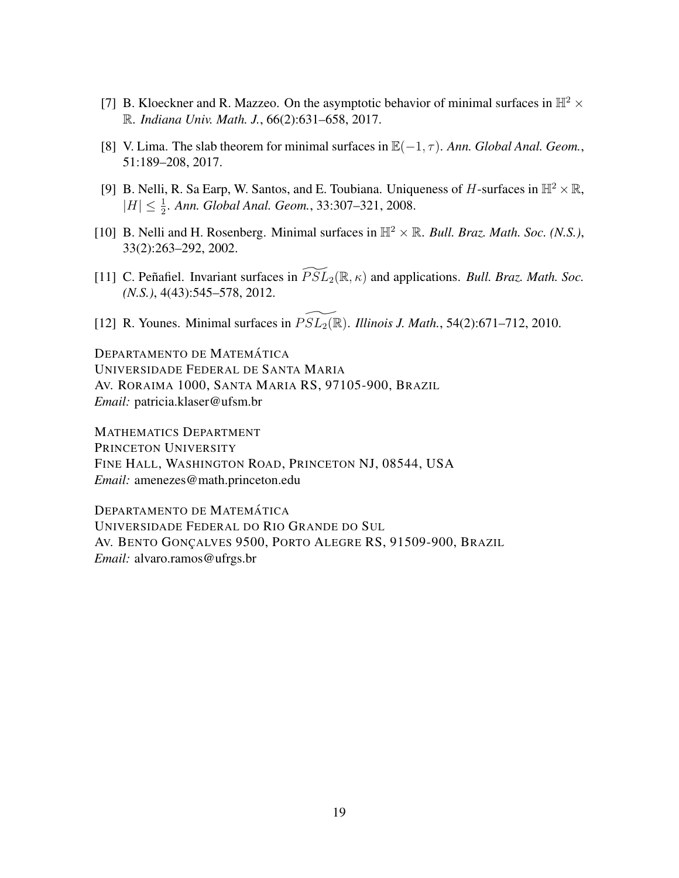[7] B. Kloeckner and R. Mazzeo. On the asymptotic behavior of minimal surfaces in $\mathbb{H}^2 \times \mathbb{R}$. *Indiana Univ. Math. J.*, 66(2):631–658, 2017.

[8] V. Lima. The slab theorem for minimal surfaces in $\mathbb{E}(-1, \tau)$. *Ann. Global Anal. Geom.*, 51:189–208, 2017.

[9] B. Nelli, R. Sa Earp, W. Santos, and E. Toubiana. Uniqueness of $H$-surfaces in $\mathbb{H}^2 \times \mathbb{R}$, $|H| \leq \frac{1}{2}$. *Ann. Global Anal. Geom.*, 33:307–321, 2008.

[10] B. Nelli and H. Rosenberg. Minimal surfaces in $\mathbb{H}^2 \times \mathbb{R}$. *Bull. Braz. Math. Soc. (N.S.)*, 33(2):263–292, 2002.

[11] C. Peñafiel. Invariant surfaces in $\widetilde{PSL}_2(\mathbb{R}, \kappa)$ and applications. *Bull. Braz. Math. Soc. (N.S.)*, 4(43):545–578, 2012.

[12] R. Younes. Minimal surfaces in $\widetilde{PSL_2(\mathbb{R})}$. *Illinois J. Math.*, 54(2):671–712, 2010.

DEPARTAMENTO DE MATEMÁTICA
UNIVERSIDADE FEDERAL DE SANTA MARIA
AV. RORAIMA 1000, SANTA MARIA RS, 97105-900, BRAZIL
*Email:* patricia.klaser@ufsm.br

MATHEMATICS DEPARTMENT
PRINCETON UNIVERSITY
FINE HALL, WASHINGTON ROAD, PRINCETON NJ, 08544, USA
*Email:* amenezes@math.princeton.edu

DEPARTAMENTO DE MATEMÁTICA
UNIVERSIDADE FEDERAL DO RIO GRANDE DO SUL
AV. BENTO GONÇALVES 9500, PORTO ALEGRE RS, 91509-900, BRAZIL
*Email:* alvaro.ramos@ufrgs.br